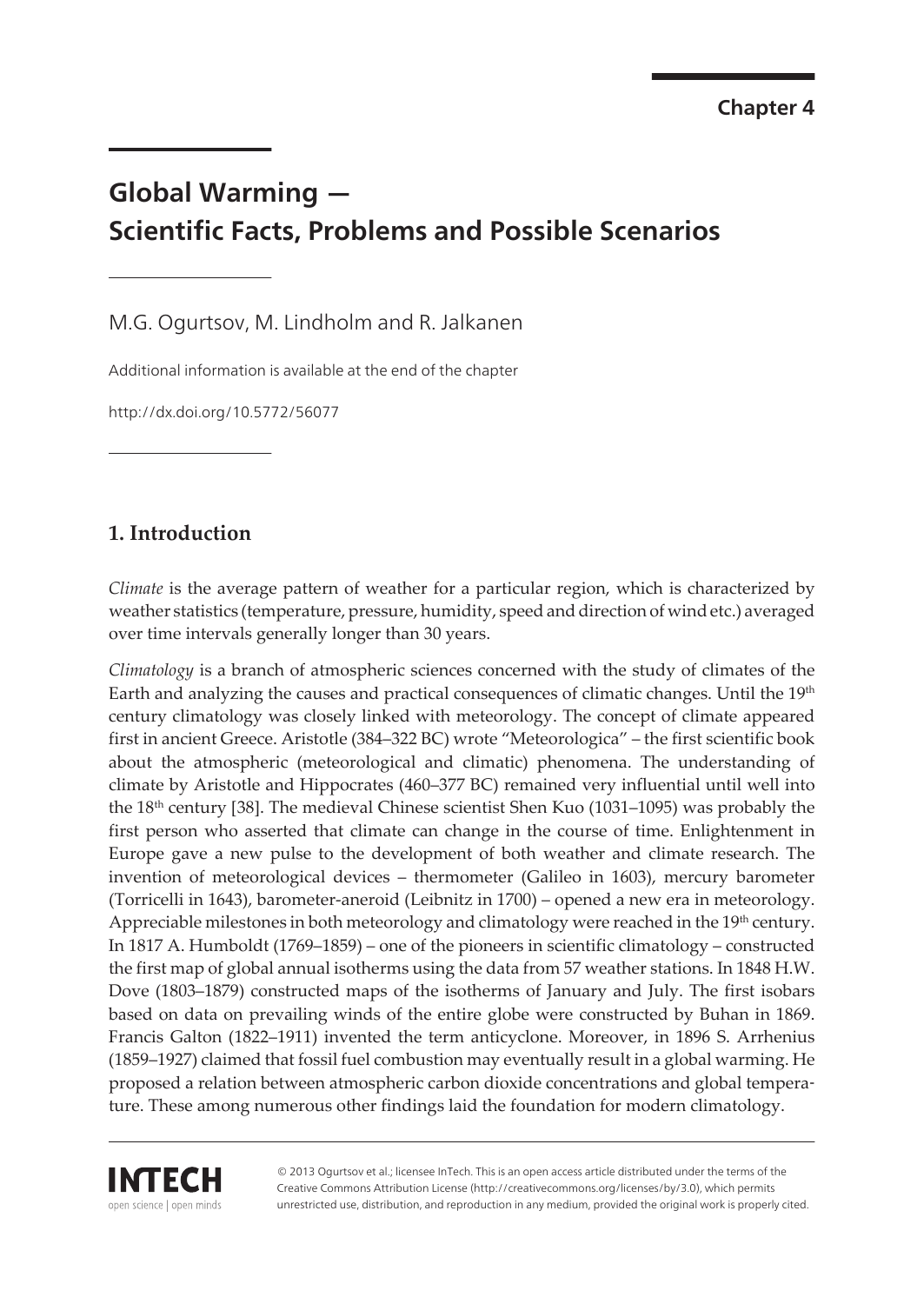Chapter 4

# Global Warming — Scientific Facts, Problems and Possible Scenarios

M.G. Ogurtsov, M. Lindholm and R. Jalkanen

Additional information is available at the end of the chapter

http://dx.doi.org/10.5772/56077

## 1. Introduction

*Climate* is the average pattern of weather for a particular region, which is characterized by weather statistics (temperature, pressure, humidity, speed and direction of wind etc.) averaged over time intervals generally longer than 30 years.

*Climatology* is a branch of atmospheric sciences concerned with the study of climates of the Earth and analyzing the causes and practical consequences of climatic changes. Until the 19th century climatology was closely linked with meteorology. The concept of climate appeared first in ancient Greece. Aristotle (384–322 BC) wrote "Meteorologica" – the first scientific book about the atmospheric (meteorological and climatic) phenomena. The understanding of climate by Aristotle and Hippocrates (460–377 BC) remained very influential until well into the 18th century [38]. The medieval Chinese scientist Shen Kuo (1031–1095) was probably the first person who asserted that climate can change in the course of time. Enlightenment in Europe gave a new pulse to the development of both weather and climate research. The invention of meteorological devices – thermometer (Galileo in 1603), mercury barometer (Torricelli in 1643), barometer-aneroid (Leibnitz in 1700) – opened a new era in meteorology. Appreciable milestones in both meteorology and climatology were reached in the 19th century. In 1817 A. Humboldt (1769–1859) – one of the pioneers in scientific climatology – constructed the first map of global annual isotherms using the data from 57 weather stations. In 1848 H.W. Dove (1803–1879) constructed maps of the isotherms of January and July. The first isobars based on data on prevailing winds of the entire globe were constructed by Buhan in 1869. Francis Galton (1822–1911) invented the term anticyclone. Moreover, in 1896 S. Arrhenius (1859–1927) claimed that fossil fuel combustion may eventually result in a global warming. He proposed a relation between atmospheric carbon dioxide concentrations and global temperature. These among numerous other findings laid the foundation for modern climatology.

© 2013 Ogurtsov et al.; licensee InTech. This is an open access article distributed under the terms of the Creative Commons Attribution License (http://creativecommons.org/licenses/by/3.0), which permits unrestricted use, distribution, and reproduction in any medium, provided the original work is properly cited.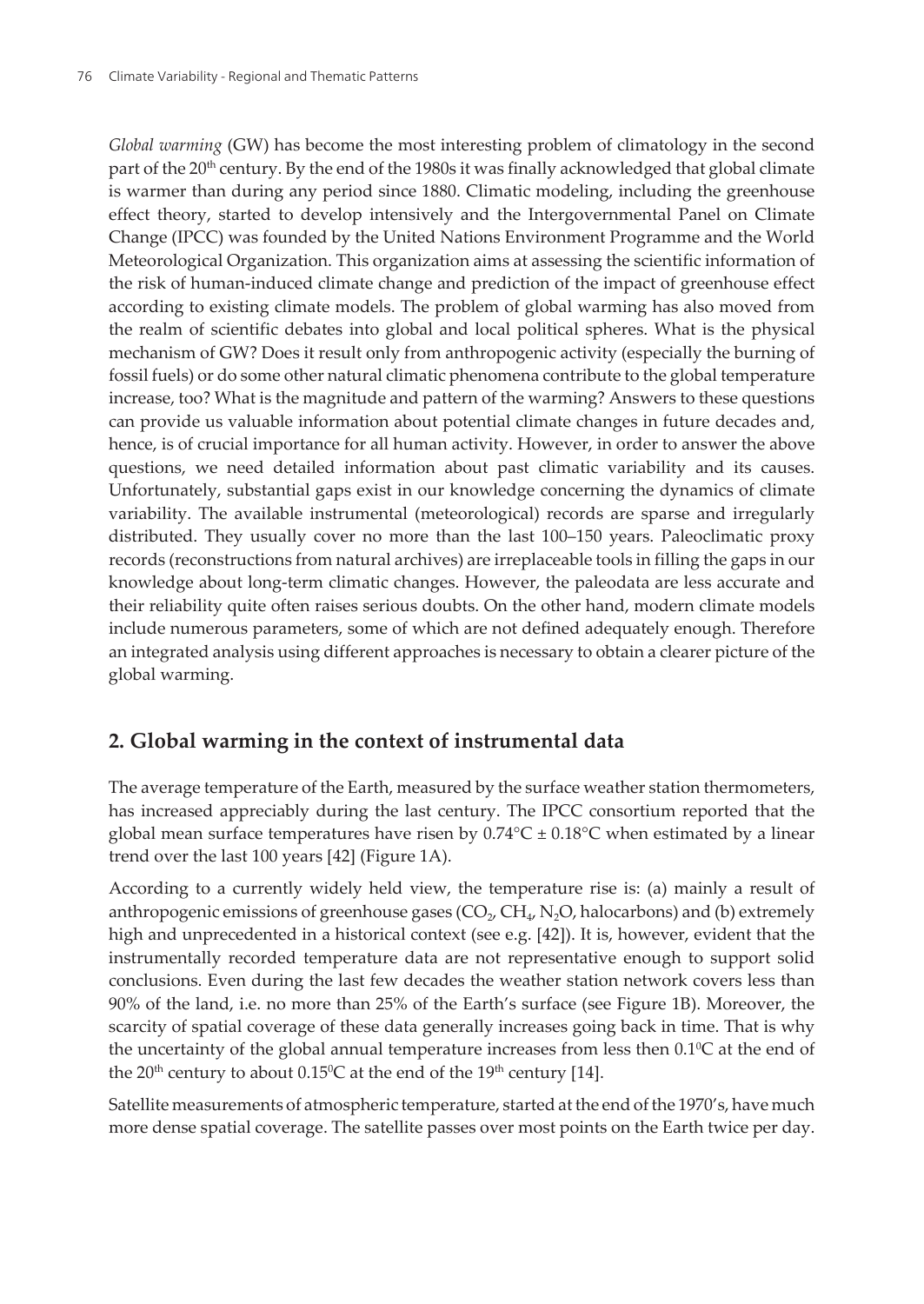*Global warming* (GW) has become the most interesting problem of climatology in the second part of the 20th century. By the end of the 1980s it was finally acknowledged that global climate is warmer than during any period since 1880. Climatic modeling, including the greenhouse effect theory, started to develop intensively and the Intergovernmental Panel on Climate Change (IPCC) was founded by the United Nations Environment Programme and the World Meteorological Organization. This organization aims at assessing the scientific information of the risk of human-induced climate change and prediction of the impact of greenhouse effect according to existing climate models. The problem of global warming has also moved from the realm of scientific debates into global and local political spheres. What is the physical mechanism of GW? Does it result only from anthropogenic activity (especially the burning of fossil fuels) or do some other natural climatic phenomena contribute to the global temperature increase, too? What is the magnitude and pattern of the warming? Answers to these questions can provide us valuable information about potential climate changes in future decades and, hence, is of crucial importance for all human activity. However, in order to answer the above questions, we need detailed information about past climatic variability and its causes. Unfortunately, substantial gaps exist in our knowledge concerning the dynamics of climate variability. The available instrumental (meteorological) records are sparse and irregularly distributed. They usually cover no more than the last 100–150 years. Paleoclimatic proxy records (reconstructions from natural archives) are irreplaceable tools in filling the gaps in our knowledge about long-term climatic changes. However, the paleodata are less accurate and their reliability quite often raises serious doubts. On the other hand, modern climate models include numerous parameters, some of which are not defined adequately enough. Therefore an integrated analysis using different approaches is necessary to obtain a clearer picture of the global warming.

## 2. Global warming in the context of instrumental data

The average temperature of the Earth, measured by the surface weather station thermometers, has increased appreciably during the last century. The IPCC consortium reported that the global mean surface temperatures have risen by $0.74°C \pm 0.18°C$ when estimated by a linear trend over the last 100 years [42] (Figure 1A).

According to a currently widely held view, the temperature rise is: (a) mainly a result of anthropogenic emissions of greenhouse gases ($CO_2$, $CH_4$, $N_2O$, halocarbons) and (b) extremely high and unprecedented in a historical context (see e.g. [42]). It is, however, evident that the instrumentally recorded temperature data are not representative enough to support solid conclusions. Even during the last few decades the weather station network covers less than 90% of the land, i.e. no more than 25% of the Earth's surface (see Figure 1B). Moreover, the scarcity of spatial coverage of these data generally increases going back in time. That is why the uncertainty of the global annual temperature increases from less then $0.1^0C$ at the end of the 20th century to about $0.15^0C$ at the end of the 19th century [14].

Satellite measurements of atmospheric temperature, started at the end of the 1970's, have much more dense spatial coverage. The satellite passes over most points on the Earth twice per day.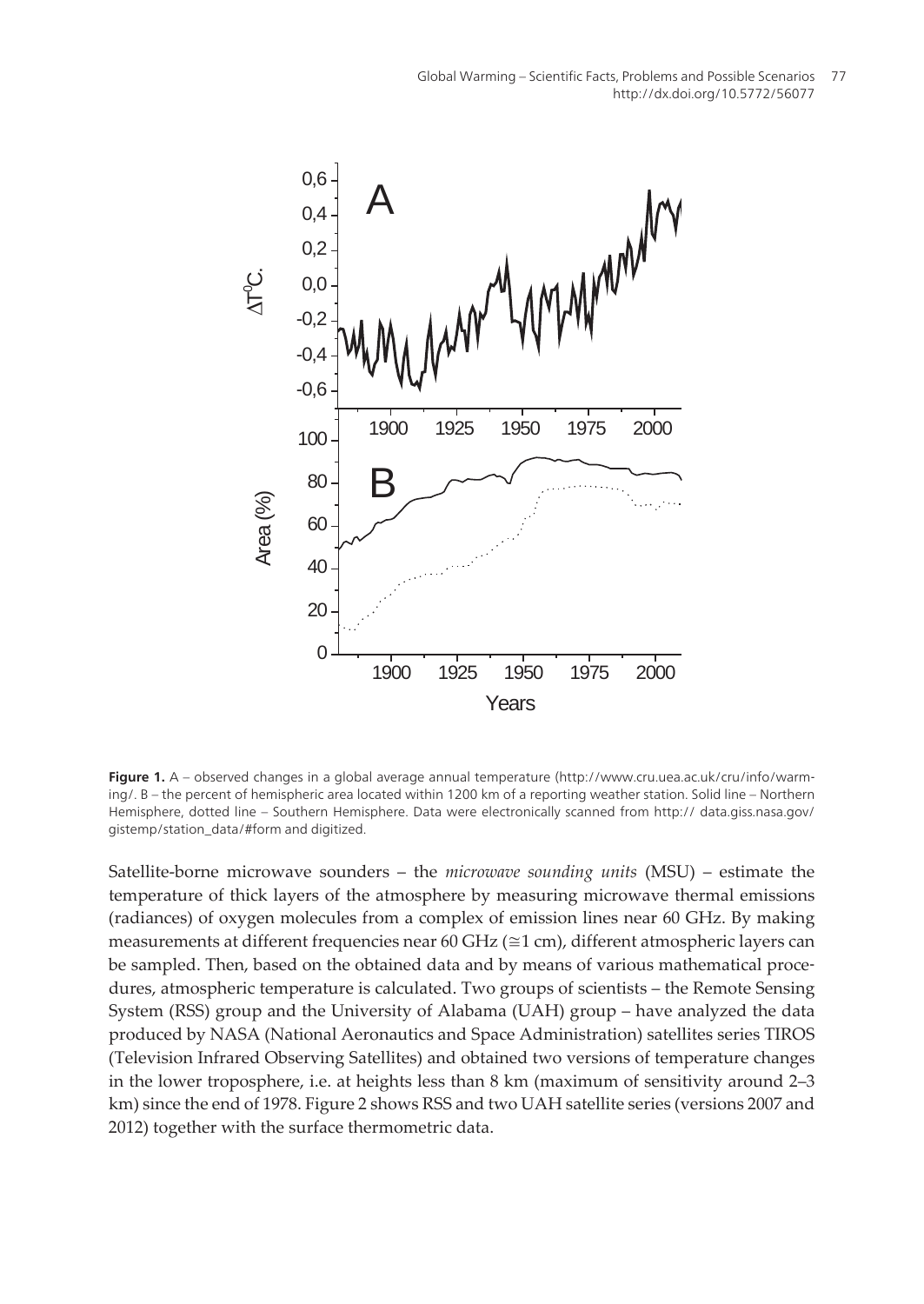**Figure 1.** A – observed changes in a global average annual temperature (http://www.cru.uea.ac.uk/cru/info/warming/. B – the percent of hemispheric area located within 1200 km of a reporting weather station. Solid line – Northern Hemisphere, dotted line – Southern Hemisphere. Data were electronically scanned from http:// data.giss.nasa.gov/gistemp/station_data/#form and digitized.

Satellite-borne microwave sounders – the *microwave sounding units* (MSU) – estimate the temperature of thick layers of the atmosphere by measuring microwave thermal emissions (radiances) of oxygen molecules from a complex of emission lines near 60 GHz. By making measurements at different frequencies near 60 GHz (≅1 cm), different atmospheric layers can be sampled. Then, based on the obtained data and by means of various mathematical procedures, atmospheric temperature is calculated. Two groups of scientists – the Remote Sensing System (RSS) group and the University of Alabama (UAH) group – have analyzed the data produced by NASA (National Aeronautics and Space Administration) satellites series TIROS (Television Infrared Observing Satellites) and obtained two versions of temperature changes in the lower troposphere, i.e. at heights less than 8 km (maximum of sensitivity around 2–3 km) since the end of 1978. Figure 2 shows RSS and two UAH satellite series (versions 2007 and 2012) together with the surface thermometric data.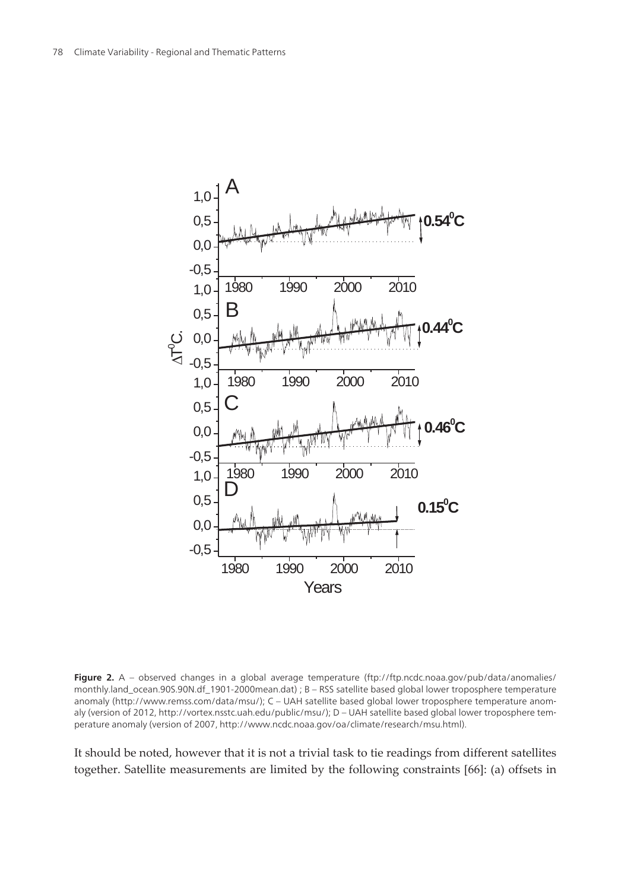**Figure 2.** A – observed changes in a global average temperature (ftp://ftp.ncdc.noaa.gov/pub/data/anomalies/monthly.land_ocean.90S.90N.df_1901-2000mean.dat) ; B – RSS satellite based global lower troposphere temperature anomaly (http://www.remss.com/data/msu/); C – UAH satellite based global lower troposphere temperature anomaly (version of 2012, http://vortex.nsstc.uah.edu/public/msu/); D – UAH satellite based global lower troposphere temperature anomaly (version of 2007, http://www.ncdc.noaa.gov/oa/climate/research/msu.html).

It should be noted, however that it is not a trivial task to tie readings from different satellites together. Satellite measurements are limited by the following constraints [66]: (a) offsets in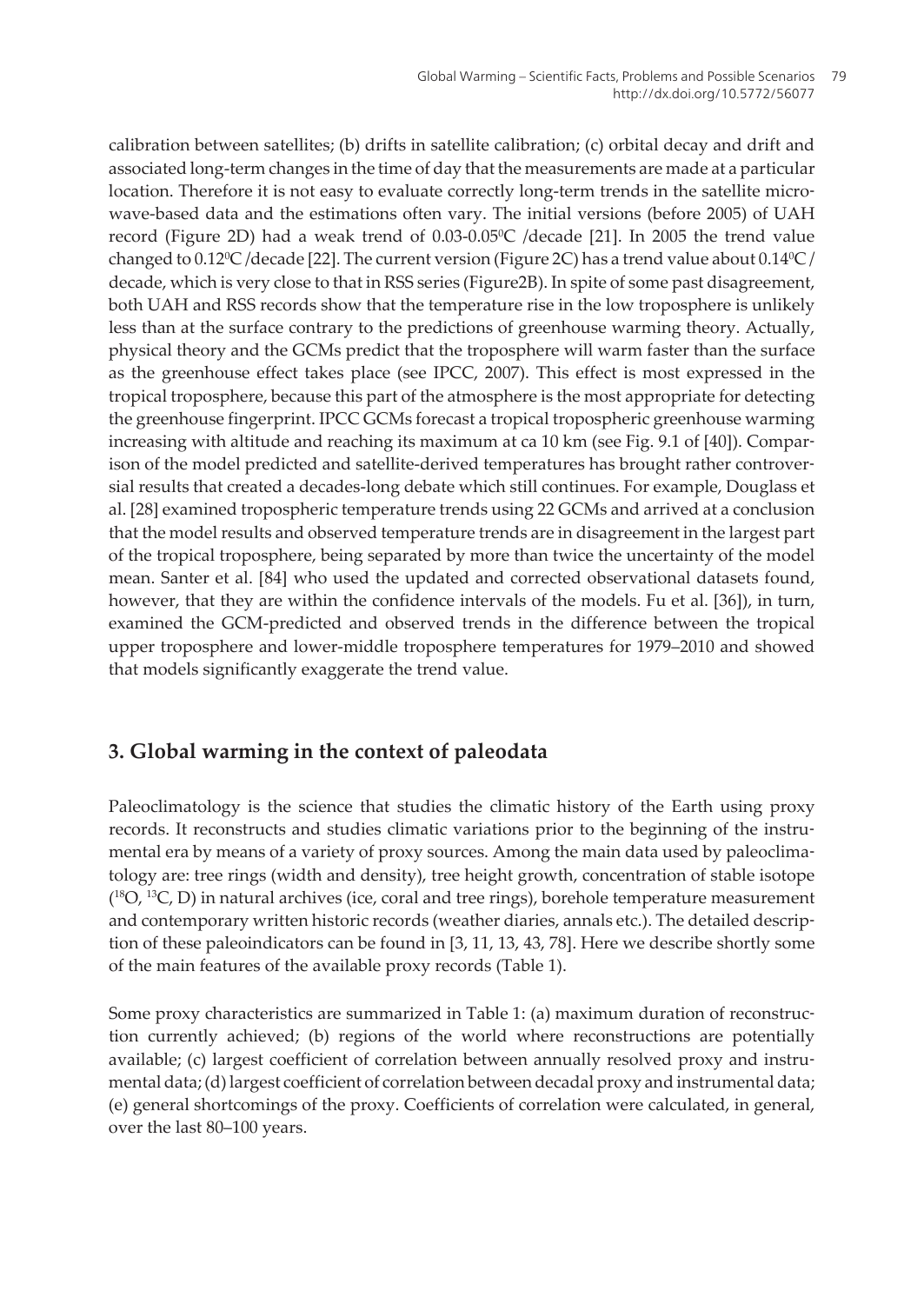calibration between satellites; (b) drifts in satellite calibration; (c) orbital decay and drift and associated long-term changes in the time of day that the measurements are made at a particular location. Therefore it is not easy to evaluate correctly long-term trends in the satellite microwave-based data and the estimations often vary. The initial versions (before 2005) of UAH record (Figure 2D) had a weak trend of 0.03-0.05$^0$C /decade [21]. In 2005 the trend value changed to 0.12$^0$C /decade [22]. The current version (Figure 2C) has a trend value about 0.14$^0$C / decade, which is very close to that in RSS series (Figure2B). In spite of some past disagreement, both UAH and RSS records show that the temperature rise in the low troposphere is unlikely less than at the surface contrary to the predictions of greenhouse warming theory. Actually, physical theory and the GCMs predict that the troposphere will warm faster than the surface as the greenhouse effect takes place (see IPCC, 2007). This effect is most expressed in the tropical troposphere, because this part of the atmosphere is the most appropriate for detecting the greenhouse fingerprint. IPCC GCMs forecast a tropical tropospheric greenhouse warming increasing with altitude and reaching its maximum at ca 10 km (see Fig. 9.1 of [40]). Comparison of the model predicted and satellite-derived temperatures has brought rather controversial results that created a decades-long debate which still continues. For example, Douglass et al. [28] examined tropospheric temperature trends using 22 GCMs and arrived at a conclusion that the model results and observed temperature trends are in disagreement in the largest part of the tropical troposphere, being separated by more than twice the uncertainty of the model mean. Santer et al. [84] who used the updated and corrected observational datasets found, however, that they are within the confidence intervals of the models. Fu et al. [36]), in turn, examined the GCM-predicted and observed trends in the difference between the tropical upper troposphere and lower-middle troposphere temperatures for 1979–2010 and showed that models significantly exaggerate the trend value.

## 3. Global warming in the context of paleodata

Paleoclimatology is the science that studies the climatic history of the Earth using proxy records. It reconstructs and studies climatic variations prior to the beginning of the instrumental era by means of a variety of proxy sources. Among the main data used by paleoclimatology are: tree rings (width and density), tree height growth, concentration of stable isotope ($^{18}O$, $^{13}C$, D) in natural archives (ice, coral and tree rings), borehole temperature measurement and contemporary written historic records (weather diaries, annals etc.). The detailed description of these paleoindicators can be found in [3, 11, 13, 43, 78]. Here we describe shortly some of the main features of the available proxy records (Table 1).

Some proxy characteristics are summarized in Table 1: (a) maximum duration of reconstruction currently achieved; (b) regions of the world where reconstructions are potentially available; (c) largest coefficient of correlation between annually resolved proxy and instrumental data; (d) largest coefficient of correlation between decadal proxy and instrumental data; (e) general shortcomings of the proxy. Coefficients of correlation were calculated, in general, over the last 80–100 years.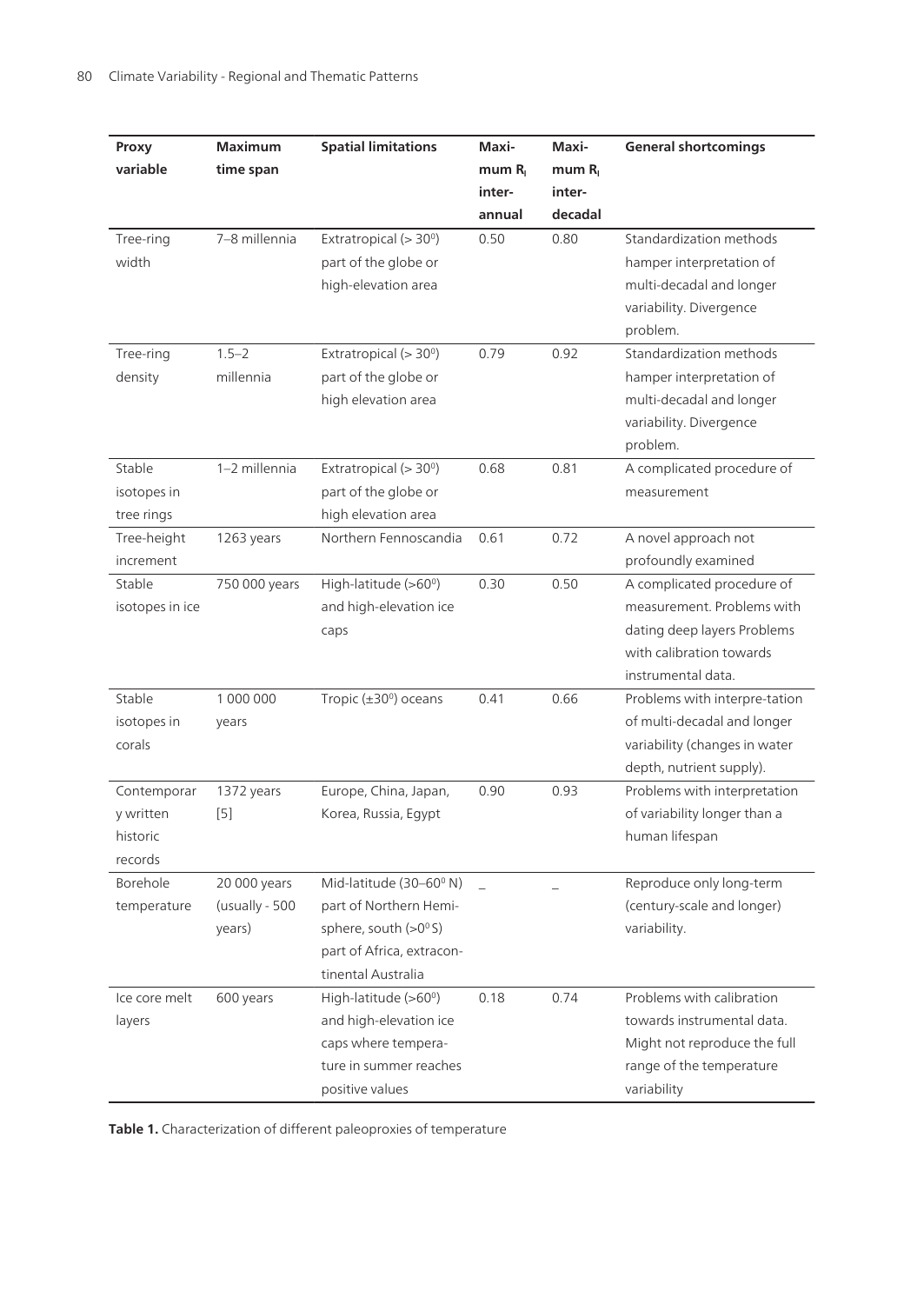| Proxy variable | Maximum time span | Spatial limitations | Maximum $R_I$ inter-annual | Maximum $R_I$ inter-decadal | General shortcomings |
|---|---|---|---|---|---|
| Tree-ring width | 7–8 millennia | Extratropical (> 30$^0$) part of the globe or high-elevation area | 0.50 | 0.80 | Standardization methods hamper interpretation of multi-decadal and longer variability. Divergence problem. |
| Tree-ring density | 1.5–2 millennia | Extratropical (> 30$^0$) part of the globe or high elevation area | 0.79 | 0.92 | Standardization methods hamper interpretation of multi-decadal and longer variability. Divergence problem. |
| Stable isotopes in tree rings | 1–2 millennia | Extratropical (> 30$^0$) part of the globe or high elevation area | 0.68 | 0.81 | A complicated procedure of measurement |
| Tree-height increment | 1263 years | Northern Fennoscandia | 0.61 | 0.72 | A novel approach not profoundly examined |
| Stable isotopes in ice | 750 000 years | High-latitude (>60$^0$) and high-elevation ice caps | 0.30 | 0.50 | A complicated procedure of measurement. Problems with dating deep layers Problems with calibration towards instrumental data. |
| Stable isotopes in corals | 1 000 000 years | Tropic (±30$^0$) oceans | 0.41 | 0.66 | Problems with interpre-tation of multi-decadal and longer variability (changes in water depth, nutrient supply). |
| Contemporary written historic records | 1372 years [5] | Europe, China, Japan, Korea, Russia, Egypt | 0.90 | 0.93 | Problems with interpretation of variability longer than a human lifespan |
| Borehole temperature | 20 000 years (usually - 500 years) | Mid-latitude (30–60$^0$ N) part of Northern Hemi-sphere, south (>0$^0$ S) part of Africa, extracon-tinental Australia | – | – | Reproduce only long-term (century-scale and longer) variability. |
| Ice core melt layers | 600 years | High-latitude (>60$^0$) and high-elevation ice caps where tempera-ture in summer reaches positive values | 0.18 | 0.74 | Problems with calibration towards instrumental data. Might not reproduce the full range of the temperature variability |

**Table 1.** Characterization of different paleoproxies of temperature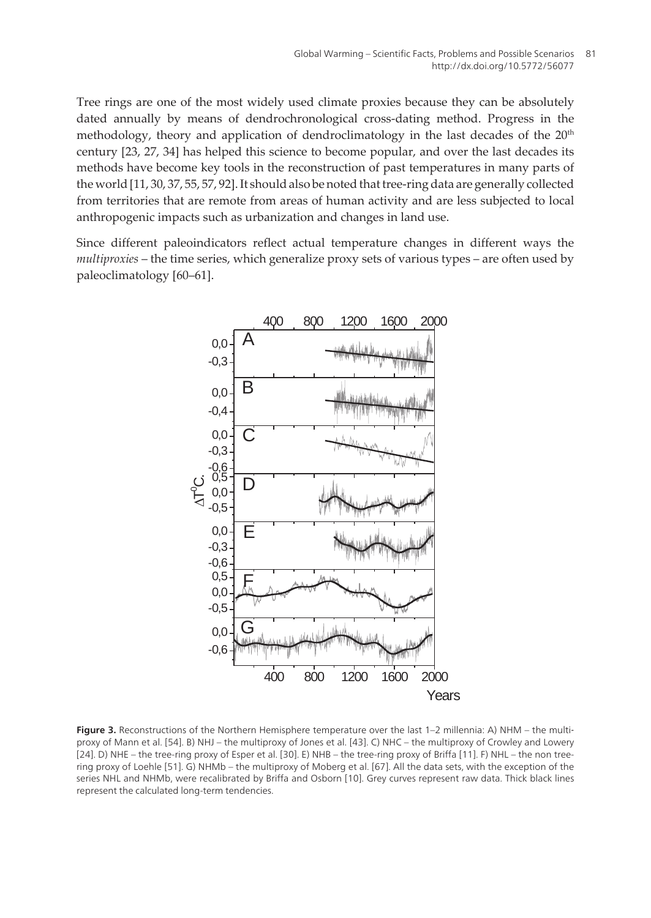Tree rings are one of the most widely used climate proxies because they can be absolutely dated annually by means of dendrochronological cross-dating method. Progress in the methodology, theory and application of dendroclimatology in the last decades of the 20th century [23, 27, 34] has helped this science to become popular, and over the last decades its methods have become key tools in the reconstruction of past temperatures in many parts of the world [11, 30, 37, 55, 57, 92]. It should also be noted that tree-ring data are generally collected from territories that are remote from areas of human activity and are less subjected to local anthropogenic impacts such as urbanization and changes in land use.

Since different paleoindicators reflect actual temperature changes in different ways the *multiproxies* – the time series, which generalize proxy sets of various types – are often used by paleoclimatology [60–61].

**Figure 3.** Reconstructions of the Northern Hemisphere temperature over the last 1–2 millennia: A) NHM – the multiproxy of Mann et al. [54]. B) NHJ – the multiproxy of Jones et al. [43]. C) NHC – the multiproxy of Crowley and Lowery [24]. D) NHE – the tree-ring proxy of Esper et al. [30]. E) NHB – the tree-ring proxy of Briffa [11]. F) NHL – the non tree-ring proxy of Loehle [51]. G) NHMb – the multiproxy of Moberg et al. [67]. All the data sets, with the exception of the series NHL and NHMb, were recalibrated by Briffa and Osborn [10]. Grey curves represent raw data. Thick black lines represent the calculated long-term tendencies.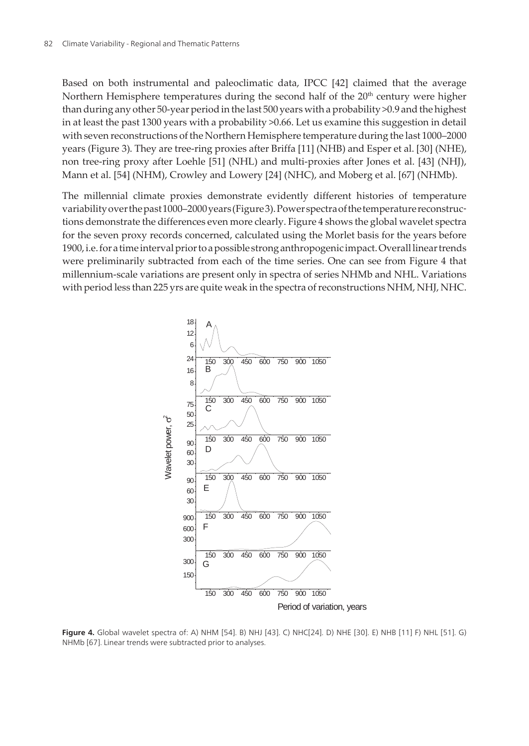Based on both instrumental and paleoclimatic data, IPCC [42] claimed that the average Northern Hemisphere temperatures during the second half of the 20th century were higher than during any other 50-year period in the last 500 years with a probability >0.9 and the highest in at least the past 1300 years with a probability >0.66. Let us examine this suggestion in detail with seven reconstructions of the Northern Hemisphere temperature during the last 1000–2000 years (Figure 3). They are tree-ring proxies after Briffa [11] (NHB) and Esper et al. [30] (NHE), non tree-ring proxy after Loehle [51] (NHL) and multi-proxies after Jones et al. [43] (NHJ), Mann et al. [54] (NHM), Crowley and Lowery [24] (NHC), and Moberg et al. [67] (NHMb).

The millennial climate proxies demonstrate evidently different histories of temperature variability over the past 1000–2000 years (Figure 3). Power spectra of the temperature reconstructions demonstrate the differences even more clearly. Figure 4 shows the global wavelet spectra for the seven proxy records concerned, calculated using the Morlet basis for the years before 1900, i.e. for a time interval prior to a possible strong anthropogenic impact. Overall linear trends were preliminarily subtracted from each of the time series. One can see from Figure 4 that millennium-scale variations are present only in spectra of series NHMb and NHL. Variations with period less than 225 yrs are quite weak in the spectra of reconstructions NHM, NHJ, NHC.

**Figure 4.** Global wavelet spectra of: A) NHM [54]. B) NHJ [43]. C) NHC[24]. D) NHE [30]. E) NHB [11] F) NHL [51]. G) NHMb [67]. Linear trends were subtracted prior to analyses.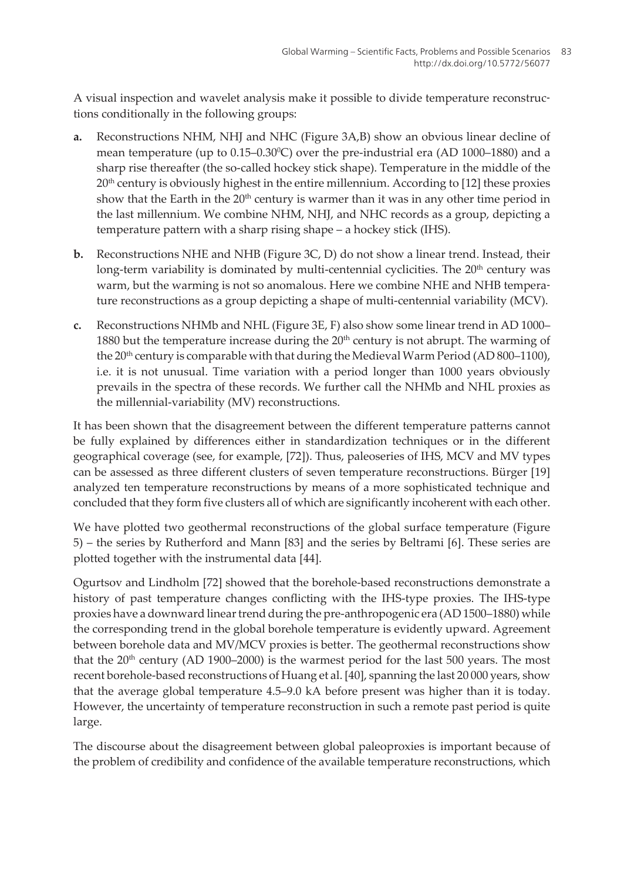A visual inspection and wavelet analysis make it possible to divide temperature reconstructions conditionally in the following groups:

**a.** Reconstructions NHM, NHJ and NHC (Figure 3A,B) show an obvious linear decline of mean temperature (up to 0.15–0.30$^0$C) over the pre-industrial era (AD 1000–1880) and a sharp rise thereafter (the so-called hockey stick shape). Temperature in the middle of the 20$^{th}$ century is obviously highest in the entire millennium. According to [12] these proxies show that the Earth in the 20$^{th}$ century is warmer than it was in any other time period in the last millennium. We combine NHM, NHJ, and NHC records as a group, depicting a temperature pattern with a sharp rising shape – a hockey stick (IHS).

**b.** Reconstructions NHE and NHB (Figure 3C, D) do not show a linear trend. Instead, their long-term variability is dominated by multi-centennial cyclicities. The 20$^{th}$ century was warm, but the warming is not so anomalous. Here we combine NHE and NHB temperature reconstructions as a group depicting a shape of multi-centennial variability (MCV).

**c.** Reconstructions NHMb and NHL (Figure 3E, F) also show some linear trend in AD 1000–1880 but the temperature increase during the 20$^{th}$ century is not abrupt. The warming of the 20$^{th}$ century is comparable with that during the Medieval Warm Period (AD 800–1100), i.e. it is not unusual. Time variation with a period longer than 1000 years obviously prevails in the spectra of these records. We further call the NHMb and NHL proxies as the millennial-variability (MV) reconstructions.

It has been shown that the disagreement between the different temperature patterns cannot be fully explained by differences either in standardization techniques or in the different geographical coverage (see, for example, [72]). Thus, paleoseries of IHS, MCV and MV types can be assessed as three different clusters of seven temperature reconstructions. Bürger [19] analyzed ten temperature reconstructions by means of a more sophisticated technique and concluded that they form five clusters all of which are significantly incoherent with each other.

We have plotted two geothermal reconstructions of the global surface temperature (Figure 5) – the series by Rutherford and Mann [83] and the series by Beltrami [6]. These series are plotted together with the instrumental data [44].

Ogurtsov and Lindholm [72] showed that the borehole-based reconstructions demonstrate a history of past temperature changes conflicting with the IHS-type proxies. The IHS-type proxies have a downward linear trend during the pre-anthropogenic era (AD 1500–1880) while the corresponding trend in the global borehole temperature is evidently upward. Agreement between borehole data and MV/MCV proxies is better. The geothermal reconstructions show that the 20$^{th}$ century (AD 1900–2000) is the warmest period for the last 500 years. The most recent borehole-based reconstructions of Huang et al. [40], spanning the last 20 000 years, show that the average global temperature 4.5–9.0 kA before present was higher than it is today. However, the uncertainty of temperature reconstruction in such a remote past period is quite large.

The discourse about the disagreement between global paleoproxies is important because of the problem of credibility and confidence of the available temperature reconstructions, which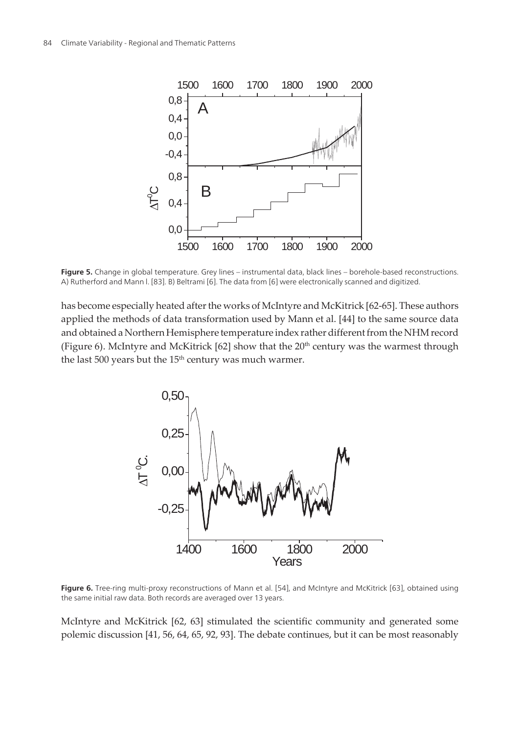**Figure 5.** Change in global temperature. Grey lines – instrumental data, black lines – borehole-based reconstructions. A) Rutherford and Mann l. [83]. B) Beltrami [6]. The data from [6] were electronically scanned and digitized.

has become especially heated after the works of McIntyre and McKitrick [62-65]. These authors applied the methods of data transformation used by Mann et al. [44] to the same source data and obtained a Northern Hemisphere temperature index rather different from the NHM record (Figure 6). McIntyre and McKitrick [62] show that the 20$^{th}$ century was the warmest through the last 500 years but the 15$^{th}$ century was much warmer.

**Figure 6.** Tree-ring multi-proxy reconstructions of Mann et al. [54], and McIntyre and McKitrick [63], obtained using the same initial raw data. Both records are averaged over 13 years.

McIntyre and McKitrick [62, 63] stimulated the scientific community and generated some polemic discussion [41, 56, 64, 65, 92, 93]. The debate continues, but it can be most reasonably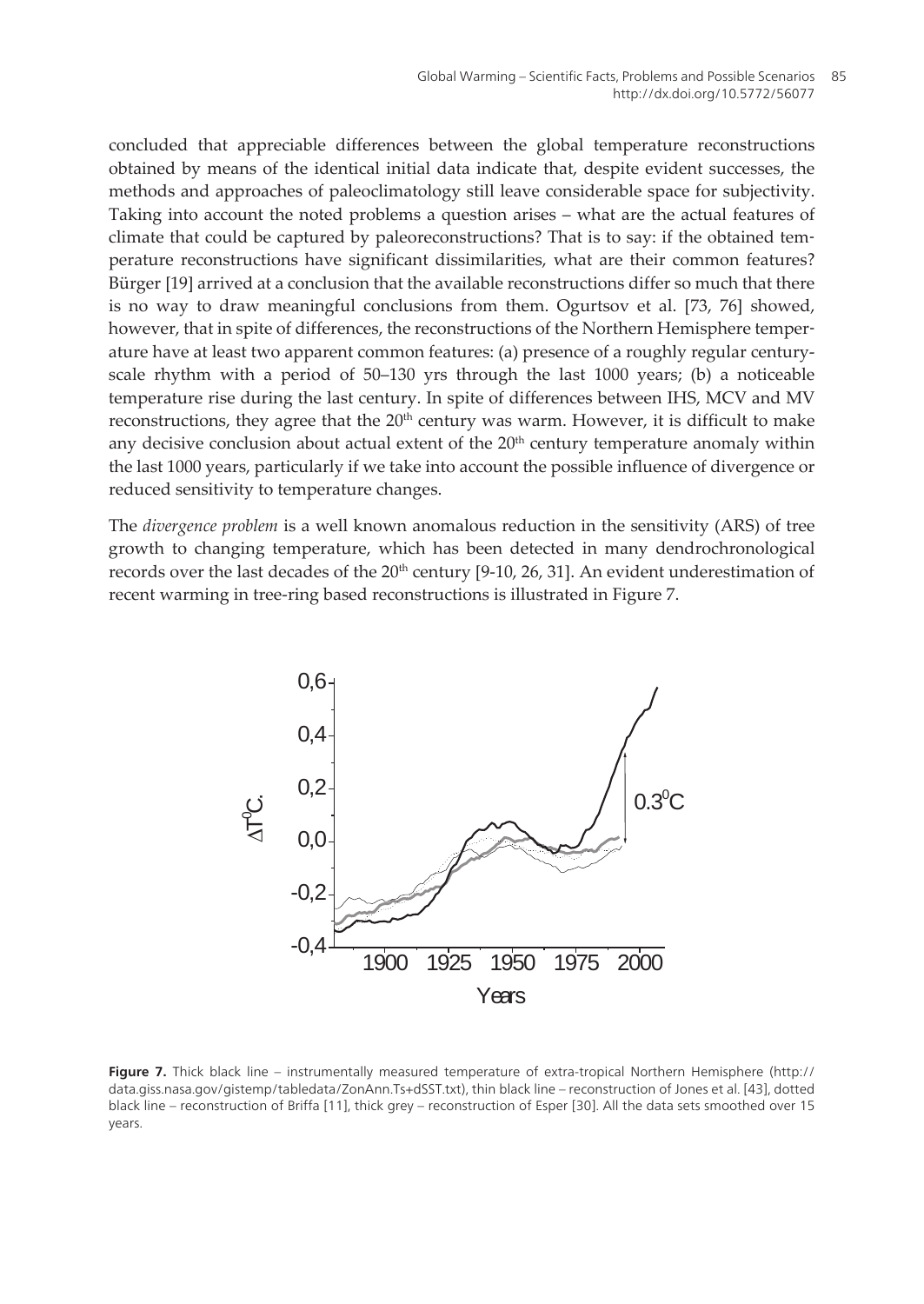concluded that appreciable differences between the global temperature reconstructions obtained by means of the identical initial data indicate that, despite evident successes, the methods and approaches of paleoclimatology still leave considerable space for subjectivity. Taking into account the noted problems a question arises – what are the actual features of climate that could be captured by paleoreconstructions? That is to say: if the obtained temperature reconstructions have significant dissimilarities, what are their common features? Bürger [19] arrived at a conclusion that the available reconstructions differ so much that there is no way to draw meaningful conclusions from them. Ogurtsov et al. [73, 76] showed, however, that in spite of differences, the reconstructions of the Northern Hemisphere temperature have at least two apparent common features: (a) presence of a roughly regular century-scale rhythm with a period of 50–130 yrs through the last 1000 years; (b) a noticeable temperature rise during the last century. In spite of differences between IHS, MCV and MV reconstructions, they agree that the 20th century was warm. However, it is difficult to make any decisive conclusion about actual extent of the 20th century temperature anomaly within the last 1000 years, particularly if we take into account the possible influence of divergence or reduced sensitivity to temperature changes.

The *divergence problem* is a well known anomalous reduction in the sensitivity (ARS) of tree growth to changing temperature, which has been detected in many dendrochronological records over the last decades of the 20th century [9-10, 26, 31]. An evident underestimation of recent warming in tree-ring based reconstructions is illustrated in Figure 7.

**Figure 7.** Thick black line – instrumentally measured temperature of extra-tropical Northern Hemisphere (http://data.giss.nasa.gov/gistemp/tabledata/ZonAnn.Ts+dSST.txt), thin black line – reconstruction of Jones et al. [43], dotted black line – reconstruction of Briffa [11], thick grey – reconstruction of Esper [30]. All the data sets smoothed over 15 years.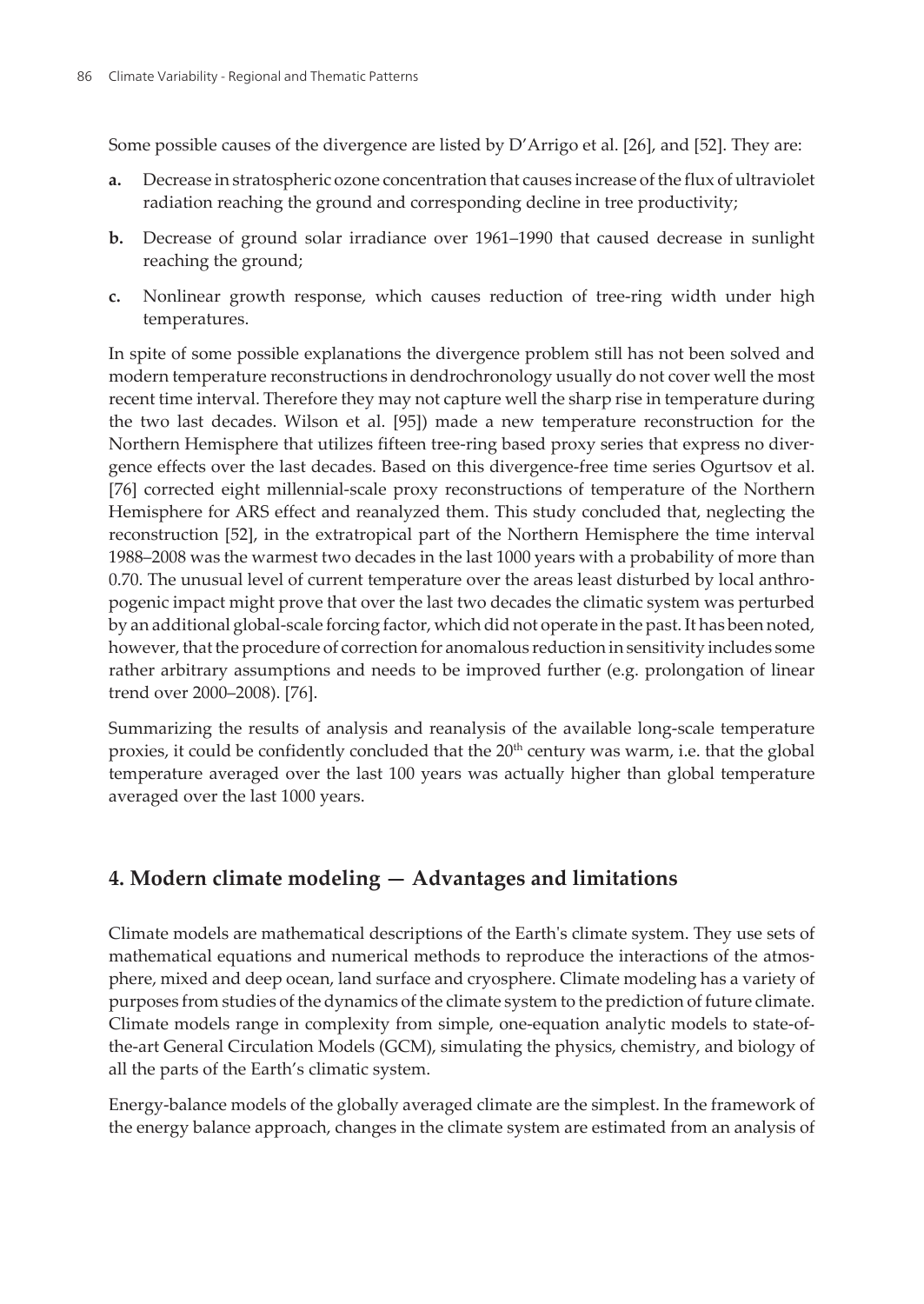Some possible causes of the divergence are listed by D'Arrigo et al. [26], and [52]. They are:

**a.** Decrease in stratospheric ozone concentration that causes increase of the flux of ultraviolet radiation reaching the ground and corresponding decline in tree productivity;

**b.** Decrease of ground solar irradiance over 1961–1990 that caused decrease in sunlight reaching the ground;

**c.** Nonlinear growth response, which causes reduction of tree-ring width under high temperatures.

In spite of some possible explanations the divergence problem still has not been solved and modern temperature reconstructions in dendrochronology usually do not cover well the most recent time interval. Therefore they may not capture well the sharp rise in temperature during the two last decades. Wilson et al. [95]) made a new temperature reconstruction for the Northern Hemisphere that utilizes fifteen tree-ring based proxy series that express no divergence effects over the last decades. Based on this divergence-free time series Ogurtsov et al. [76] corrected eight millennial-scale proxy reconstructions of temperature of the Northern Hemisphere for ARS effect and reanalyzed them. This study concluded that, neglecting the reconstruction [52], in the extratropical part of the Northern Hemisphere the time interval 1988–2008 was the warmest two decades in the last 1000 years with a probability of more than 0.70. The unusual level of current temperature over the areas least disturbed by local anthropogenic impact might prove that over the last two decades the climatic system was perturbed by an additional global-scale forcing factor, which did not operate in the past. It has been noted, however, that the procedure of correction for anomalous reduction in sensitivity includes some rather arbitrary assumptions and needs to be improved further (e.g. prolongation of linear trend over 2000–2008). [76].

Summarizing the results of analysis and reanalysis of the available long-scale temperature proxies, it could be confidently concluded that the 20th century was warm, i.e. that the global temperature averaged over the last 100 years was actually higher than global temperature averaged over the last 1000 years.

## 4. Modern climate modeling — Advantages and limitations

Climate models are mathematical descriptions of the Earth's climate system. They use sets of mathematical equations and numerical methods to reproduce the interactions of the atmosphere, mixed and deep ocean, land surface and cryosphere. Climate modeling has a variety of purposes from studies of the dynamics of the climate system to the prediction of future climate. Climate models range in complexity from simple, one-equation analytic models to state-of-the-art General Circulation Models (GCM), simulating the physics, chemistry, and biology of all the parts of the Earth's climatic system.

Energy-balance models of the globally averaged climate are the simplest. In the framework of the energy balance approach, changes in the climate system are estimated from an analysis of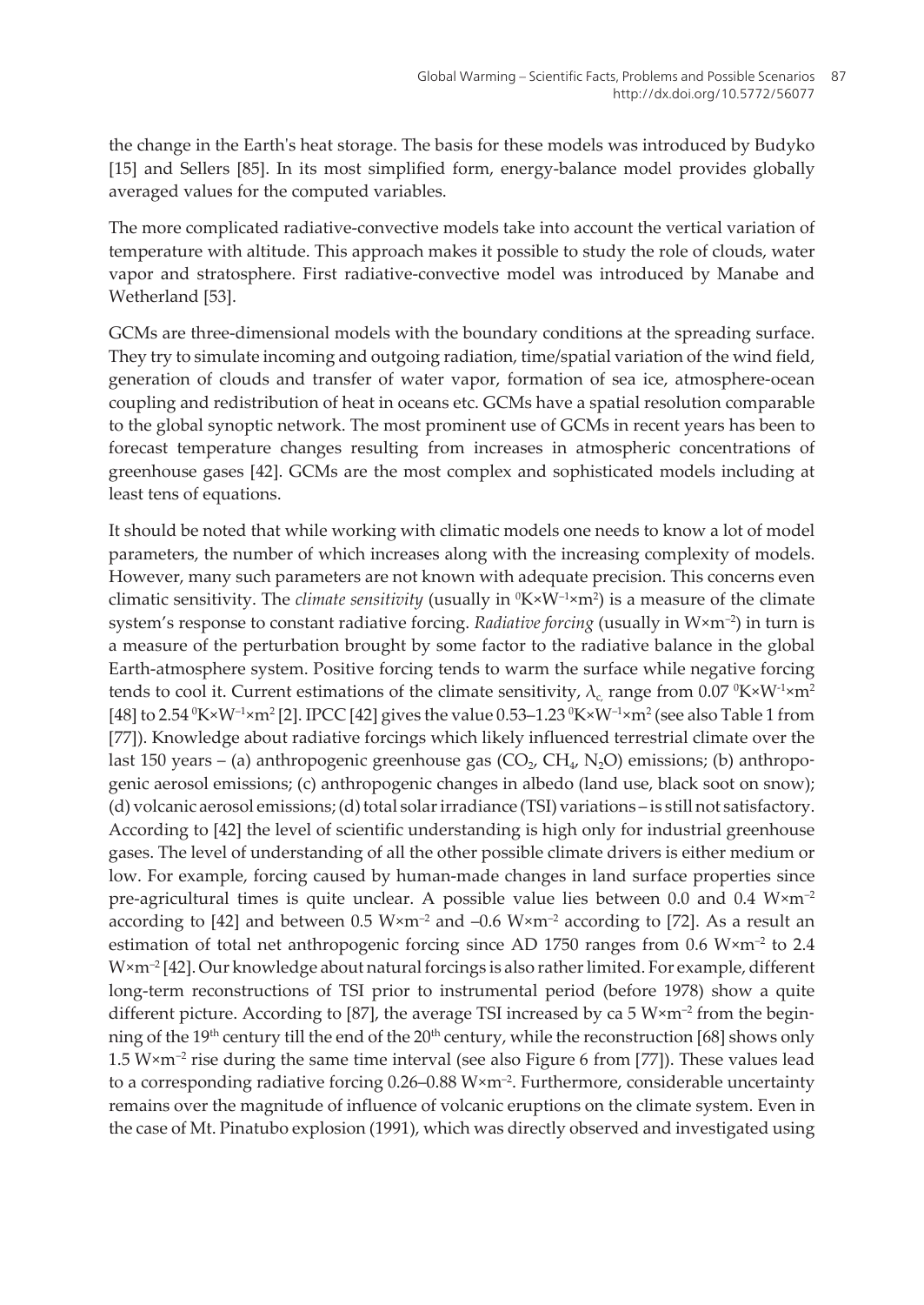the change in the Earth's heat storage. The basis for these models was introduced by Budyko [15] and Sellers [85]. In its most simplified form, energy-balance model provides globally averaged values for the computed variables.

The more complicated radiative-convective models take into account the vertical variation of temperature with altitude. This approach makes it possible to study the role of clouds, water vapor and stratosphere. First radiative-convective model was introduced by Manabe and Wetherland [53].

GCMs are three-dimensional models with the boundary conditions at the spreading surface. They try to simulate incoming and outgoing radiation, time/spatial variation of the wind field, generation of clouds and transfer of water vapor, formation of sea ice, atmosphere-ocean coupling and redistribution of heat in oceans etc. GCMs have a spatial resolution comparable to the global synoptic network. The most prominent use of GCMs in recent years has been to forecast temperature changes resulting from increases in atmospheric concentrations of greenhouse gases [42]. GCMs are the most complex and sophisticated models including at least tens of equations.

It should be noted that while working with climatic models one needs to know a lot of model parameters, the number of which increases along with the increasing complexity of models. However, many such parameters are not known with adequate precision. This concerns even climatic sensitivity. The *climate sensitivity* (usually in $^0K \times W^{-1} \times m^2$) is a measure of the climate system's response to constant radiative forcing. *Radiative forcing* (usually in $W \times m^{-2}$) in turn is a measure of the perturbation brought by some factor to the radiative balance in the global Earth-atmosphere system. Positive forcing tends to warm the surface while negative forcing tends to cool it. Current estimations of the climate sensitivity, $\lambda_c$ range from 0.07 $^0K \times W^{-1} \times m^2$ [48] to 2.54 $^0K \times W^{-1} \times m^2$ [2]. IPCC [42] gives the value 0.53–1.23 $^0K \times W^{-1} \times m^2$ (see also Table 1 from [77]). Knowledge about radiative forcings which likely influenced terrestrial climate over the last 150 years – (a) anthropogenic greenhouse gas ($CO_2$, $CH_4$, $N_2O$) emissions; (b) anthropogenic aerosol emissions; (c) anthropogenic changes in albedo (land use, black soot on snow); (d) volcanic aerosol emissions; (d) total solar irradiance (TSI) variations – is still not satisfactory. According to [42] the level of scientific understanding is high only for industrial greenhouse gases. The level of understanding of all the other possible climate drivers is either medium or low. For example, forcing caused by human-made changes in land surface properties since pre-agricultural times is quite unclear. A possible value lies between 0.0 and 0.4 $W \times m^{-2}$ according to [42] and between 0.5 $W \times m^{-2}$ and –0.6 $W \times m^{-2}$ according to [72]. As a result an estimation of total net anthropogenic forcing since AD 1750 ranges from 0.6 $W \times m^{-2}$ to 2.4 $W \times m^{-2}$ [42]. Our knowledge about natural forcings is also rather limited. For example, different long-term reconstructions of TSI prior to instrumental period (before 1978) show a quite different picture. According to [87], the average TSI increased by ca 5 $W \times m^{-2}$ from the beginning of the 19th century till the end of the 20th century, while the reconstruction [68] shows only 1.5 $W \times m^{-2}$ rise during the same time interval (see also Figure 6 from [77]). These values lead to a corresponding radiative forcing 0.26–0.88 $W \times m^{-2}$. Furthermore, considerable uncertainty remains over the magnitude of influence of volcanic eruptions on the climate system. Even in the case of Mt. Pinatubo explosion (1991), which was directly observed and investigated using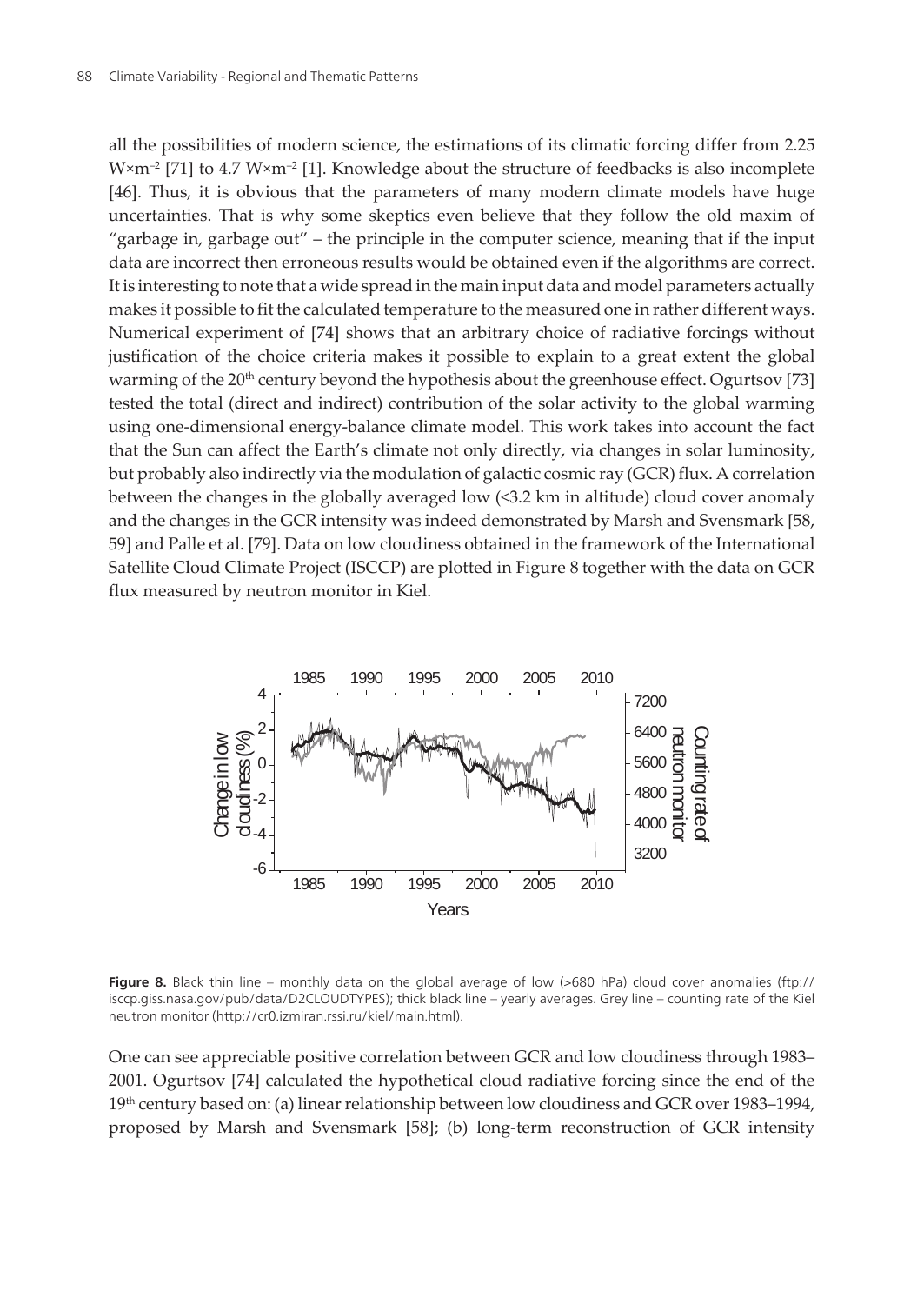all the possibilities of modern science, the estimations of its climatic forcing differ from 2.25 W×m$^{-2}$ [71] to 4.7 W×m$^{-2}$ [1]. Knowledge about the structure of feedbacks is also incomplete [46]. Thus, it is obvious that the parameters of many modern climate models have huge uncertainties. That is why some skeptics even believe that they follow the old maxim of "garbage in, garbage out" – the principle in the computer science, meaning that if the input data are incorrect then erroneous results would be obtained even if the algorithms are correct. It is interesting to note that a wide spread in the main input data and model parameters actually makes it possible to fit the calculated temperature to the measured one in rather different ways. Numerical experiment of [74] shows that an arbitrary choice of radiative forcings without justification of the choice criteria makes it possible to explain to a great extent the global warming of the 20th century beyond the hypothesis about the greenhouse effect. Ogurtsov [73] tested the total (direct and indirect) contribution of the solar activity to the global warming using one-dimensional energy-balance climate model. This work takes into account the fact that the Sun can affect the Earth's climate not only directly, via changes in solar luminosity, but probably also indirectly via the modulation of galactic cosmic ray (GCR) flux. A correlation between the changes in the globally averaged low (<3.2 km in altitude) cloud cover anomaly and the changes in the GCR intensity was indeed demonstrated by Marsh and Svensmark [58, 59] and Palle et al. [79]. Data on low cloudiness obtained in the framework of the International Satellite Cloud Climate Project (ISCCP) are plotted in Figure 8 together with the data on GCR flux measured by neutron monitor in Kiel.

**Figure 8.** Black thin line – monthly data on the global average of low (>680 hPa) cloud cover anomalies (ftp://isccp.giss.nasa.gov/pub/data/D2CLOUDTYPES); thick black line – yearly averages. Grey line – counting rate of the Kiel neutron monitor (http://cr0.izmiran.rssi.ru/kiel/main.html).

One can see appreciable positive correlation between GCR and low cloudiness through 1983–2001. Ogurtsov [74] calculated the hypothetical cloud radiative forcing since the end of the 19th century based on: (a) linear relationship between low cloudiness and GCR over 1983–1994, proposed by Marsh and Svensmark [58]; (b) long-term reconstruction of GCR intensity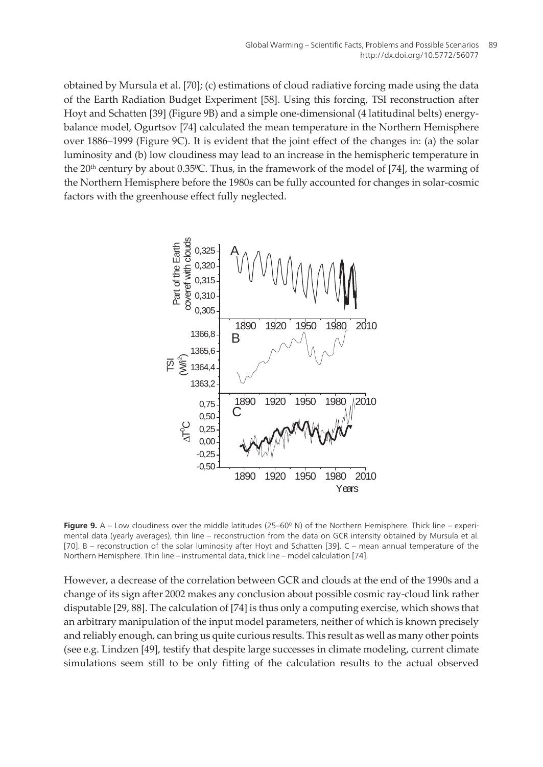obtained by Mursula et al. [70]; (c) estimations of cloud radiative forcing made using the data of the Earth Radiation Budget Experiment [58]. Using this forcing, TSI reconstruction after Hoyt and Schatten [39] (Figure 9B) and a simple one-dimensional (4 latitudinal belts) energy-balance model, Ogurtsov [74] calculated the mean temperature in the Northern Hemisphere over 1886–1999 (Figure 9C). It is evident that the joint effect of the changes in: (a) the solar luminosity and (b) low cloudiness may lead to an increase in the hemispheric temperature in the 20th century by about 0.35°C. Thus, in the framework of the model of [74], the warming of the Northern Hemisphere before the 1980s can be fully accounted for changes in solar-cosmic factors with the greenhouse effect fully neglected.

**Figure 9.** A – Low cloudiness over the middle latitudes (25–60° N) of the Northern Hemisphere. Thick line – experimental data (yearly averages), thin line – reconstruction from the data on GCR intensity obtained by Mursula et al. [70]. B – reconstruction of the solar luminosity after Hoyt and Schatten [39]. C – mean annual temperature of the Northern Hemisphere. Thin line – instrumental data, thick line – model calculation [74].

However, a decrease of the correlation between GCR and clouds at the end of the 1990s and a change of its sign after 2002 makes any conclusion about possible cosmic ray-cloud link rather disputable [29, 88]. The calculation of [74] is thus only a computing exercise, which shows that an arbitrary manipulation of the input model parameters, neither of which is known precisely and reliably enough, can bring us quite curious results. This result as well as many other points (see e.g. Lindzen [49], testify that despite large successes in climate modeling, current climate simulations seem still to be only fitting of the calculation results to the actual observed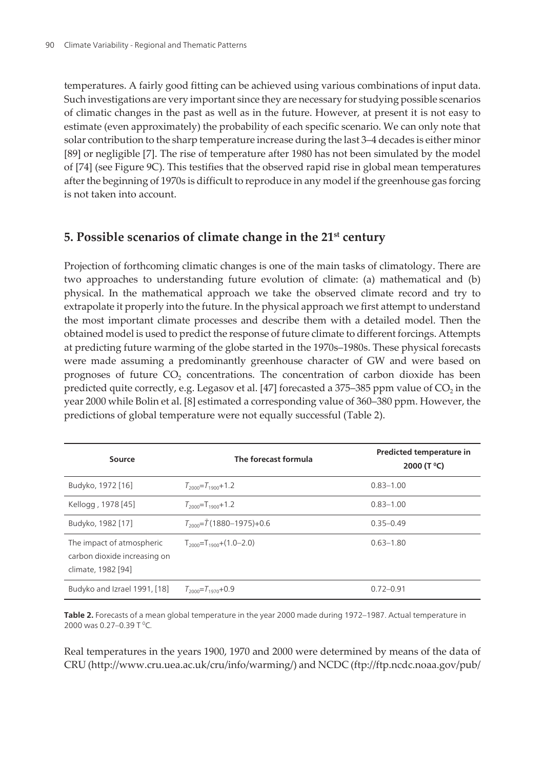temperatures. A fairly good fitting can be achieved using various combinations of input data. Such investigations are very important since they are necessary for studying possible scenarios of climatic changes in the past as well as in the future. However, at present it is not easy to estimate (even approximately) the probability of each specific scenario. We can only note that solar contribution to the sharp temperature increase during the last 3–4 decades is either minor [89] or negligible [7]. The rise of temperature after 1980 has not been simulated by the model of [74] (see Figure 9C). This testifies that the observed rapid rise in global mean temperatures after the beginning of 1970s is difficult to reproduce in any model if the greenhouse gas forcing is not taken into account.

## 5. Possible scenarios of climate change in the 21st century

Projection of forthcoming climatic changes is one of the main tasks of climatology. There are two approaches to understanding future evolution of climate: (a) mathematical and (b) physical. In the mathematical approach we take the observed climate record and try to extrapolate it properly into the future. In the physical approach we first attempt to understand the most important climate processes and describe them with a detailed model. Then the obtained model is used to predict the response of future climate to different forcings. Attempts at predicting future warming of the globe started in the 1970s–1980s. These physical forecasts were made assuming a predominantly greenhouse character of GW and were based on prognoses of future $CO_2$ concentrations. The concentration of carbon dioxide has been predicted quite correctly, e.g. Legasov et al. [47] forecasted a 375–385 ppm value of $CO_2$ in the year 2000 while Bolin et al. [8] estimated a corresponding value of 360–380 ppm. However, the predictions of global temperature were not equally successful (Table 2).

| Source | The forecast formula | Predicted temperature in 2000 (T °C) |
|---|---|---|
| Budyko, 1972 [16] | $T_{2000}=T_{1900}+1.2$ | 0.83–1.00 |
| Kellogg , 1978 [45] | $T_{2000}=T_{1900}+1.2$ | 0.83–1.00 |
| Budyko, 1982 [17] | $T_{2000}=\bar{T}(1880–1975)+0.6$ | 0.35–0.49 |
| The impact of atmospheric carbon dioxide increasing on climate, 1982 [94] | $T_{2000}=T_{1900}+(1.0–2.0)$ | 0.63–1.80 |
| Budyko and Izrael 1991, [18] | $T_{2000}=T_{1970}+0.9$ | 0.72–0.91 |

**Table 2.** Forecasts of a mean global temperature in the year 2000 made during 1972–1987. Actual temperature in 2000 was 0.27–0.39 T °C.

Real temperatures in the years 1900, 1970 and 2000 were determined by means of the data of CRU (http://www.cru.uea.ac.uk/cru/info/warming/) and NCDC (ftp://ftp.ncdc.noaa.gov/pub/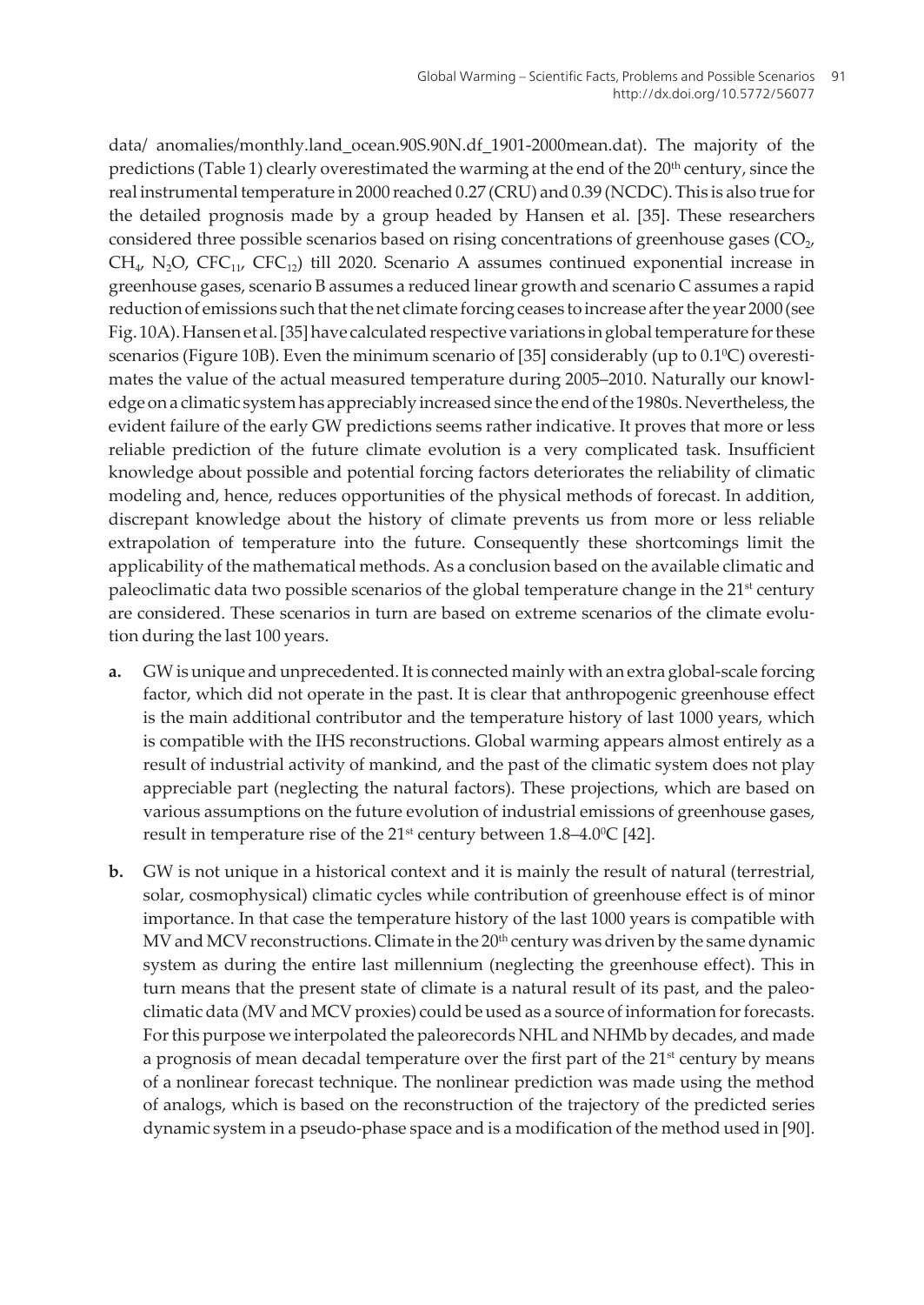data/ anomalies/monthly.land_ocean.90S.90N.df_1901-2000mean.dat). The majority of the predictions (Table 1) clearly overestimated the warming at the end of the $20^{th}$ century, since the real instrumental temperature in 2000 reached 0.27 (CRU) and 0.39 (NCDC). This is also true for the detailed prognosis made by a group headed by Hansen et al. [35]. These researchers considered three possible scenarios based on rising concentrations of greenhouse gases ($CO_2$, $CH_4$, $N_2O$, $CFC_{11}$, $CFC_{12}$) till 2020. Scenario A assumes continued exponential increase in greenhouse gases, scenario B assumes a reduced linear growth and scenario C assumes a rapid reduction of emissions such that the net climate forcing ceases to increase after the year 2000 (see Fig. 10A). Hansen et al. [35] have calculated respective variations in global temperature for these scenarios (Figure 10B). Even the minimum scenario of [35] considerably (up to $0.1^0$C) overestimates the value of the actual measured temperature during 2005–2010. Naturally our knowledge on a climatic system has appreciably increased since the end of the 1980s. Nevertheless, the evident failure of the early GW predictions seems rather indicative. It proves that more or less reliable prediction of the future climate evolution is a very complicated task. Insufficient knowledge about possible and potential forcing factors deteriorates the reliability of climatic modeling and, hence, reduces opportunities of the physical methods of forecast. In addition, discrepant knowledge about the history of climate prevents us from more or less reliable extrapolation of temperature into the future. Consequently these shortcomings limit the applicability of the mathematical methods. As a conclusion based on the available climatic and paleoclimatic data two possible scenarios of the global temperature change in the $21^{st}$ century are considered. These scenarios in turn are based on extreme scenarios of the climate evolution during the last 100 years.

- **a.** GW is unique and unprecedented. It is connected mainly with an extra global-scale forcing factor, which did not operate in the past. It is clear that anthropogenic greenhouse effect is the main additional contributor and the temperature history of last 1000 years, which is compatible with the IHS reconstructions. Global warming appears almost entirely as a result of industrial activity of mankind, and the past of the climatic system does not play appreciable part (neglecting the natural factors). These projections, which are based on various assumptions on the future evolution of industrial emissions of greenhouse gases, result in temperature rise of the $21^{st}$ century between 1.8–$4.0^0$C [42].

- **b.** GW is not unique in a historical context and it is mainly the result of natural (terrestrial, solar, cosmophysical) climatic cycles while contribution of greenhouse effect is of minor importance. In that case the temperature history of the last 1000 years is compatible with MV and MCV reconstructions. Climate in the $20^{th}$ century was driven by the same dynamic system as during the entire last millennium (neglecting the greenhouse effect). This in turn means that the present state of climate is a natural result of its past, and the paleoclimatic data (MV and MCV proxies) could be used as a source of information for forecasts. For this purpose we interpolated the paleorecords NHL and NHMb by decades, and made a prognosis of mean decadal temperature over the first part of the $21^{st}$ century by means of a nonlinear forecast technique. The nonlinear prediction was made using the method of analogs, which is based on the reconstruction of the trajectory of the predicted series dynamic system in a pseudo-phase space and is a modification of the method used in [90].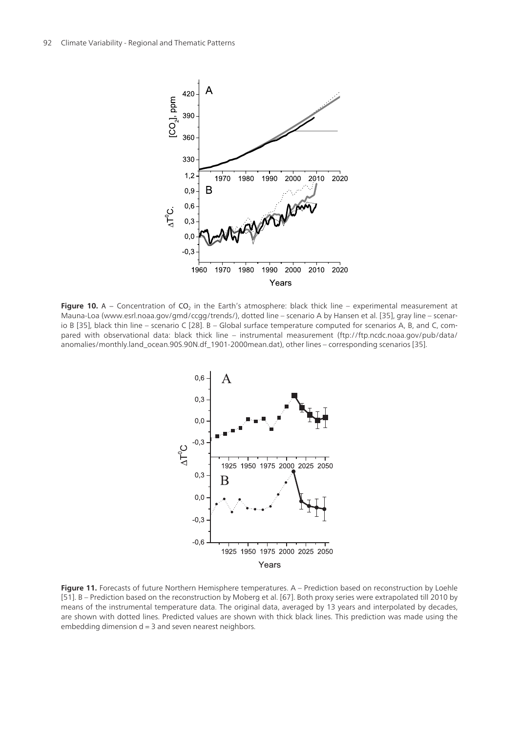**Figure 10.** A – Concentration of $CO_2$ in the Earth's atmosphere: black thick line – experimental measurement at Mauna-Loa (www.esrl.noaa.gov/gmd/ccgg/trends/), dotted line – scenario A by Hansen et al. [35], gray line – scenario B [35], black thin line – scenario C [28]. B – Global surface temperature computed for scenarios A, B, and C, compared with observational data: black thick line – instrumental measurement (ftp://ftp.ncdc.noaa.gov/pub/data/anomalies/monthly.land_ocean.90S.90N.df_1901-2000mean.dat), other lines – corresponding scenarios [35].

**Figure 11.** Forecasts of future Northern Hemisphere temperatures. A – Prediction based on reconstruction by Loehle [51]. B – Prediction based on the reconstruction by Moberg et al. [67]. Both proxy series were extrapolated till 2010 by means of the instrumental temperature data. The original data, averaged by 13 years and interpolated by decades, are shown with dotted lines. Predicted values are shown with thick black lines. This prediction was made using the embedding dimension d = 3 and seven nearest neighbors.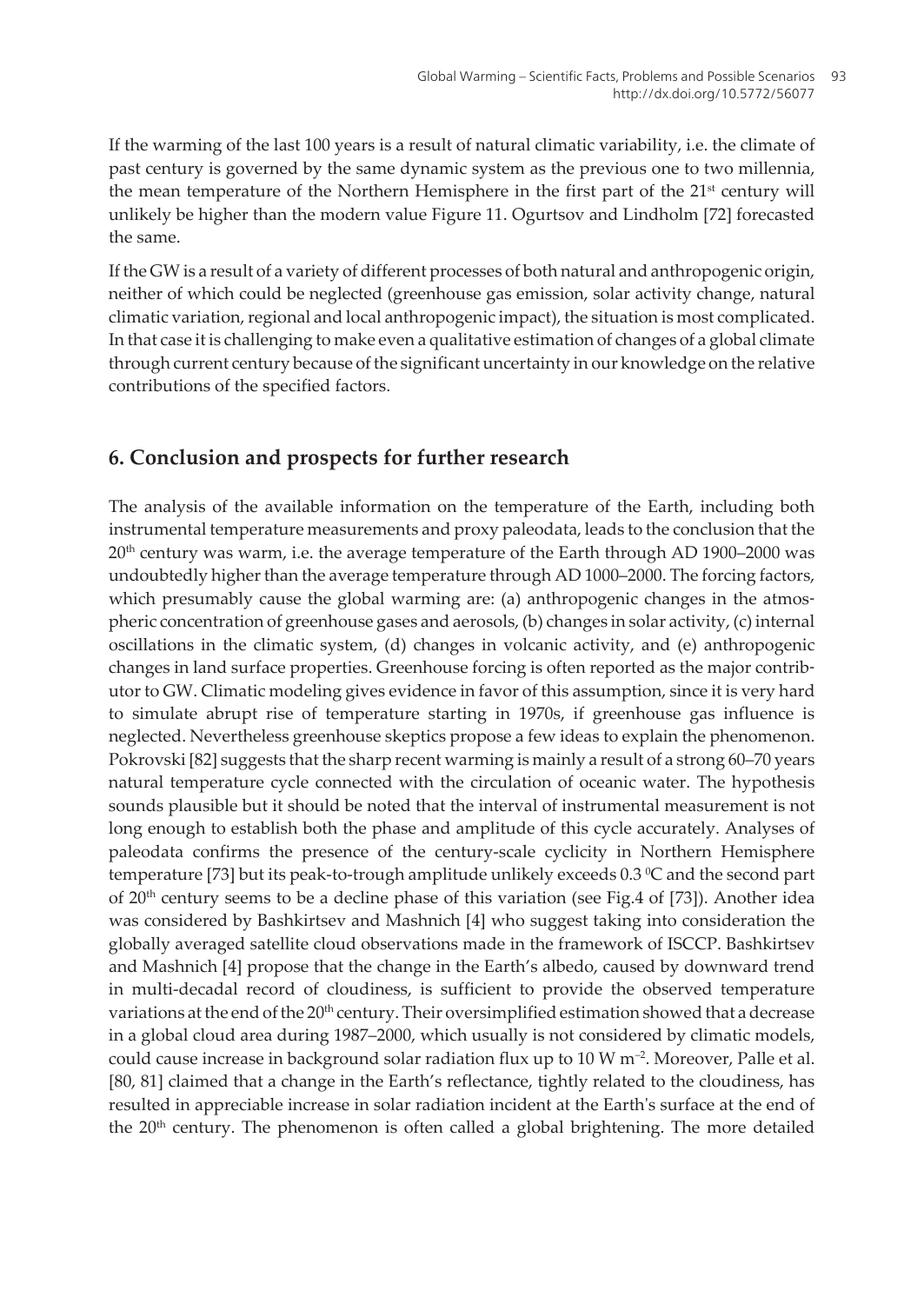If the warming of the last 100 years is a result of natural climatic variability, i.e. the climate of past century is governed by the same dynamic system as the previous one to two millennia, the mean temperature of the Northern Hemisphere in the first part of the 21st century will unlikely be higher than the modern value Figure 11. Ogurtsov and Lindholm [72] forecasted the same.

If the GW is a result of a variety of different processes of both natural and anthropogenic origin, neither of which could be neglected (greenhouse gas emission, solar activity change, natural climatic variation, regional and local anthropogenic impact), the situation is most complicated. In that case it is challenging to make even a qualitative estimation of changes of a global climate through current century because of the significant uncertainty in our knowledge on the relative contributions of the specified factors.

## 6. Conclusion and prospects for further research

The analysis of the available information on the temperature of the Earth, including both instrumental temperature measurements and proxy paleodata, leads to the conclusion that the 20th century was warm, i.e. the average temperature of the Earth through AD 1900–2000 was undoubtedly higher than the average temperature through AD 1000–2000. The forcing factors, which presumably cause the global warming are: (a) anthropogenic changes in the atmospheric concentration of greenhouse gases and aerosols, (b) changes in solar activity, (c) internal oscillations in the climatic system, (d) changes in volcanic activity, and (e) anthropogenic changes in land surface properties. Greenhouse forcing is often reported as the major contributor to GW. Climatic modeling gives evidence in favor of this assumption, since it is very hard to simulate abrupt rise of temperature starting in 1970s, if greenhouse gas influence is neglected. Nevertheless greenhouse skeptics propose a few ideas to explain the phenomenon. Pokrovski [82] suggests that the sharp recent warming is mainly a result of a strong 60–70 years natural temperature cycle connected with the circulation of oceanic water. The hypothesis sounds plausible but it should be noted that the interval of instrumental measurement is not long enough to establish both the phase and amplitude of this cycle accurately. Analyses of paleodata confirms the presence of the century-scale cyclicity in Northern Hemisphere temperature [73] but its peak-to-trough amplitude unlikely exceeds 0.3 $^{0}$C and the second part of 20th century seems to be a decline phase of this variation (see Fig.4 of [73]). Another idea was considered by Bashkirtsev and Mashnich [4] who suggest taking into consideration the globally averaged satellite cloud observations made in the framework of ISCCP. Bashkirtsev and Mashnich [4] propose that the change in the Earth's albedo, caused by downward trend in multi-decadal record of cloudiness, is sufficient to provide the observed temperature variations at the end of the 20th century. Their oversimplified estimation showed that a decrease in a global cloud area during 1987–2000, which usually is not considered by climatic models, could cause increase in background solar radiation flux up to 10 W $m^{-2}$. Moreover, Palle et al. [80, 81] claimed that a change in the Earth's reflectance, tightly related to the cloudiness, has resulted in appreciable increase in solar radiation incident at the Earth's surface at the end of the 20th century. The phenomenon is often called a global brightening. The more detailed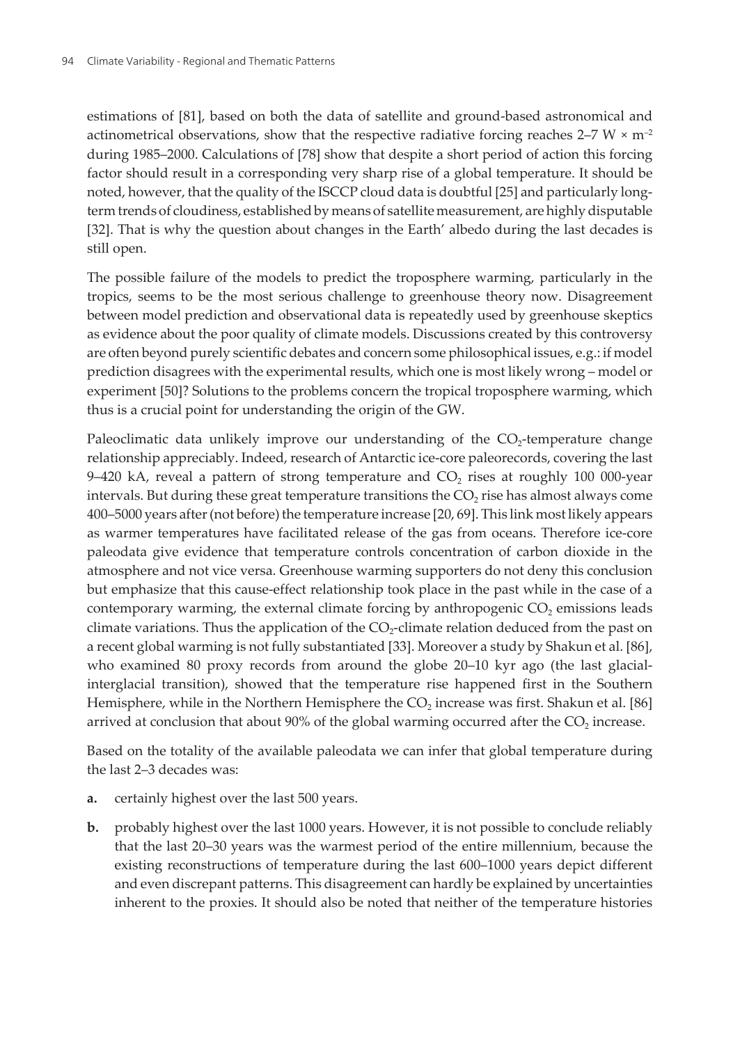estimations of [81], based on both the data of satellite and ground-based astronomical and actinometrical observations, show that the respective radiative forcing reaches 2–7 W × m$^{-2}$ during 1985–2000. Calculations of [78] show that despite a short period of action this forcing factor should result in a corresponding very sharp rise of a global temperature. It should be noted, however, that the quality of the ISCCP cloud data is doubtful [25] and particularly long-term trends of cloudiness, established by means of satellite measurement, are highly disputable [32]. That is why the question about changes in the Earth' albedo during the last decades is still open.

The possible failure of the models to predict the troposphere warming, particularly in the tropics, seems to be the most serious challenge to greenhouse theory now. Disagreement between model prediction and observational data is repeatedly used by greenhouse skeptics as evidence about the poor quality of climate models. Discussions created by this controversy are often beyond purely scientific debates and concern some philosophical issues, e.g.: if model prediction disagrees with the experimental results, which one is most likely wrong – model or experiment [50]? Solutions to the problems concern the tropical troposphere warming, which thus is a crucial point for understanding the origin of the GW.

Paleoclimatic data unlikely improve our understanding of the $CO_2$-temperature change relationship appreciably. Indeed, research of Antarctic ice-core paleorecords, covering the last 9–420 kA, reveal a pattern of strong temperature and $CO_2$ rises at roughly 100 000-year intervals. But during these great temperature transitions the $CO_2$ rise has almost always come 400–5000 years after (not before) the temperature increase [20, 69]. This link most likely appears as warmer temperatures have facilitated release of the gas from oceans. Therefore ice-core paleodata give evidence that temperature controls concentration of carbon dioxide in the atmosphere and not vice versa. Greenhouse warming supporters do not deny this conclusion but emphasize that this cause-effect relationship took place in the past while in the case of a contemporary warming, the external climate forcing by anthropogenic $CO_2$ emissions leads climate variations. Thus the application of the $CO_2$-climate relation deduced from the past on a recent global warming is not fully substantiated [33]. Moreover a study by Shakun et al. [86], who examined 80 proxy records from around the globe 20–10 kyr ago (the last glacial-interglacial transition), showed that the temperature rise happened first in the Southern Hemisphere, while in the Northern Hemisphere the $CO_2$ increase was first. Shakun et al. [86] arrived at conclusion that about 90% of the global warming occurred after the $CO_2$ increase.

Based on the totality of the available paleodata we can infer that global temperature during the last 2–3 decades was:

**a.** certainly highest over the last 500 years.

**b.** probably highest over the last 1000 years. However, it is not possible to conclude reliably that the last 20–30 years was the warmest period of the entire millennium, because the existing reconstructions of temperature during the last 600–1000 years depict different and even discrepant patterns. This disagreement can hardly be explained by uncertainties inherent to the proxies. It should also be noted that neither of the temperature histories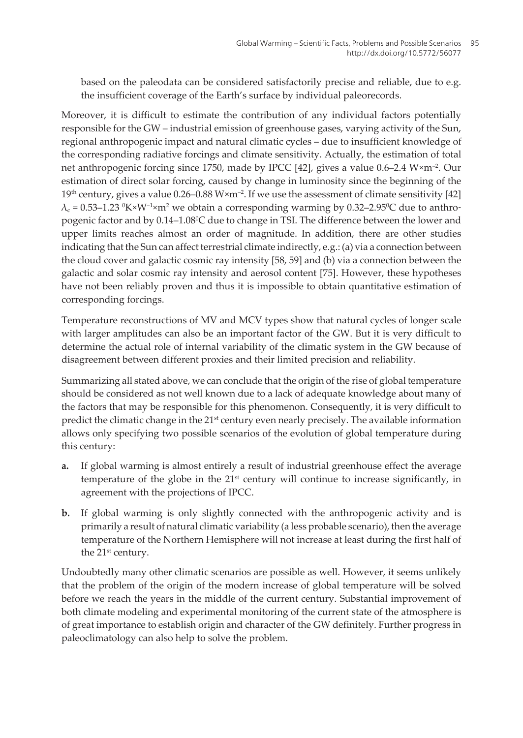based on the paleodata can be considered satisfactorily precise and reliable, due to e.g. the insufficient coverage of the Earth's surface by individual paleorecords.

Moreover, it is difficult to estimate the contribution of any individual factors potentially responsible for the GW – industrial emission of greenhouse gases, varying activity of the Sun, regional anthropogenic impact and natural climatic cycles – due to insufficient knowledge of the corresponding radiative forcings and climate sensitivity. Actually, the estimation of total net anthropogenic forcing since 1750, made by IPCC [42], gives a value 0.6–2.4 $W \times m^{-2}$. Our estimation of direct solar forcing, caused by change in luminosity since the beginning of the $19^{th}$ century, gives a value 0.26–0.88 $W \times m^{-2}$. If we use the assessment of climate sensitivity [42] $\lambda_c = 0.53–1.23\ {}^0K \times W^{-1} \times m^2$ we obtain a corresponding warming by 0.32–2.95$^0$C due to anthropogenic factor and by 0.14–1.08$^0$C due to change in TSI. The difference between the lower and upper limits reaches almost an order of magnitude. In addition, there are other studies indicating that the Sun can affect terrestrial climate indirectly, e.g.: (a) via a connection between the cloud cover and galactic cosmic ray intensity [58, 59] and (b) via a connection between the galactic and solar cosmic ray intensity and aerosol content [75]. However, these hypotheses have not been reliably proven and thus it is impossible to obtain quantitative estimation of corresponding forcings.

Temperature reconstructions of MV and MCV types show that natural cycles of longer scale with larger amplitudes can also be an important factor of the GW. But it is very difficult to determine the actual role of internal variability of the climatic system in the GW because of disagreement between different proxies and their limited precision and reliability.

Summarizing all stated above, we can conclude that the origin of the rise of global temperature should be considered as not well known due to a lack of adequate knowledge about many of the factors that may be responsible for this phenomenon. Consequently, it is very difficult to predict the climatic change in the $21^{st}$ century even nearly precisely. The available information allows only specifying two possible scenarios of the evolution of global temperature during this century:

**a.** If global warming is almost entirely a result of industrial greenhouse effect the average temperature of the globe in the $21^{st}$ century will continue to increase significantly, in agreement with the projections of IPCC.

**b.** If global warming is only slightly connected with the anthropogenic activity and is primarily a result of natural climatic variability (a less probable scenario), then the average temperature of the Northern Hemisphere will not increase at least during the first half of the $21^{st}$ century.

Undoubtedly many other climatic scenarios are possible as well. However, it seems unlikely that the problem of the origin of the modern increase of global temperature will be solved before we reach the years in the middle of the current century. Substantial improvement of both climate modeling and experimental monitoring of the current state of the atmosphere is of great importance to establish origin and character of the GW definitely. Further progress in paleoclimatology can also help to solve the problem.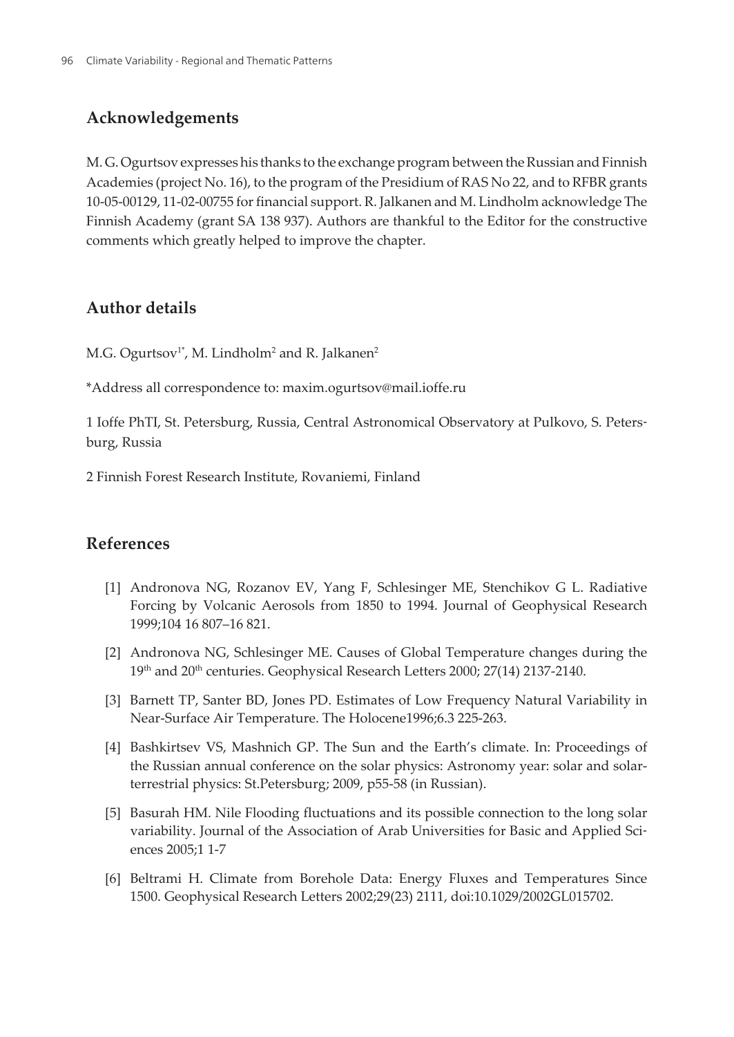## Acknowledgements

M. G. Ogurtsov expresses his thanks to the exchange program between the Russian and Finnish Academies (project No. 16), to the program of the Presidium of RAS No 22, and to RFBR grants 10-05-00129, 11-02-00755 for financial support. R. Jalkanen and M. Lindholm acknowledge The Finnish Academy (grant SA 138 937). Authors are thankful to the Editor for the constructive comments which greatly helped to improve the chapter.

## Author details

M.G. Ogurtsov[1*], M. Lindholm[2] and R. Jalkanen[2]

*Address all correspondence to: maxim.ogurtsov@mail.ioffe.ru

1 Ioffe PhTI, St. Petersburg, Russia, Central Astronomical Observatory at Pulkovo, S. Petersburg, Russia

2 Finnish Forest Research Institute, Rovaniemi, Finland

## References

[1] Andronova NG, Rozanov EV, Yang F, Schlesinger ME, Stenchikov G L. Radiative Forcing by Volcanic Aerosols from 1850 to 1994. Journal of Geophysical Research 1999;104 16 807–16 821.

[2] Andronova NG, Schlesinger ME. Causes of Global Temperature changes during the 19th and 20th centuries. Geophysical Research Letters 2000; 27(14) 2137-2140.

[3] Barnett TP, Santer BD, Jones PD. Estimates of Low Frequency Natural Variability in Near-Surface Air Temperature. The Holocene1996;6.3 225-263.

[4] Bashkirtsev VS, Mashnich GP. The Sun and the Earth's climate. In: Proceedings of the Russian annual conference on the solar physics: Astronomy year: solar and solar-terrestrial physics: St.Petersburg; 2009, p55-58 (in Russian).

[5] Basurah HM. Nile Flooding fluctuations and its possible connection to the long solar variability. Journal of the Association of Arab Universities for Basic and Applied Sciences 2005;1 1-7

[6] Beltrami H. Climate from Borehole Data: Energy Fluxes and Temperatures Since 1500. Geophysical Research Letters 2002;29(23) 2111, doi:10.1029/2002GL015702.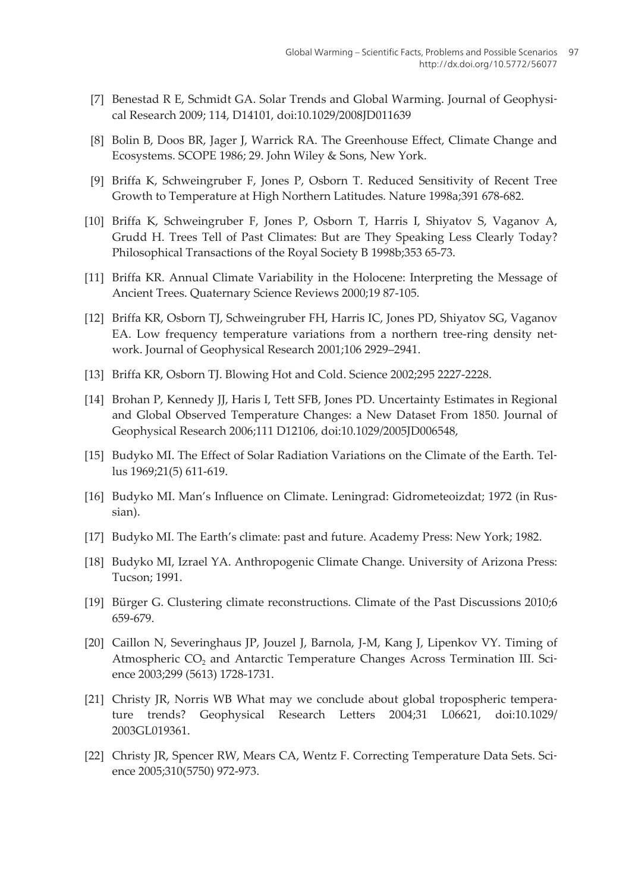[7] Benestad R E, Schmidt GA. Solar Trends and Global Warming. Journal of Geophysical Research 2009; 114, D14101, doi:10.1029/2008JD011639

[8] Bolin B, Doos BR, Jager J, Warrick RA. The Greenhouse Effect, Climate Change and Ecosystems. SCOPE 1986; 29. John Wiley & Sons, New York.

[9] Briffa K, Schweingruber F, Jones P, Osborn T. Reduced Sensitivity of Recent Tree Growth to Temperature at High Northern Latitudes. Nature 1998a;391 678-682.

[10] Briffa K, Schweingruber F, Jones P, Osborn T, Harris I, Shiyatov S, Vaganov A, Grudd H. Trees Tell of Past Climates: But are They Speaking Less Clearly Today? Philosophical Transactions of the Royal Society B 1998b;353 65-73.

[11] Briffa KR. Annual Climate Variability in the Holocene: Interpreting the Message of Ancient Trees. Quaternary Science Reviews 2000;19 87-105.

[12] Briffa KR, Osborn TJ, Schweingruber FH, Harris IC, Jones PD, Shiyatov SG, Vaganov EA. Low frequency temperature variations from a northern tree-ring density network. Journal of Geophysical Research 2001;106 2929–2941.

[13] Briffa KR, Osborn TJ. Blowing Hot and Cold. Science 2002;295 2227-2228.

[14] Brohan P, Kennedy JJ, Haris I, Tett SFB, Jones PD. Uncertainty Estimates in Regional and Global Observed Temperature Changes: a New Dataset From 1850. Journal of Geophysical Research 2006;111 D12106, doi:10.1029/2005JD006548,

[15] Budyko MI. The Effect of Solar Radiation Variations on the Climate of the Earth. Tellus 1969;21(5) 611-619.

[16] Budyko MI. Man's Influence on Climate. Leningrad: Gidrometeoizdat; 1972 (in Russian).

[17] Budyko MI. The Earth's climate: past and future. Academy Press: New York; 1982.

[18] Budyko MI, Izrael YA. Anthropogenic Climate Change. University of Arizona Press: Tucson; 1991.

[19] Bürger G. Clustering climate reconstructions. Climate of the Past Discussions 2010;6 659-679.

[20] Caillon N, Severinghaus JP, Jouzel J, Barnola, J-M, Kang J, Lipenkov VY. Timing of Atmospheric $CO_2$ and Antarctic Temperature Changes Across Termination III. Science 2003;299 (5613) 1728-1731.

[21] Christy JR, Norris WB What may we conclude about global tropospheric temperature trends? Geophysical Research Letters 2004;31 L06621, doi:10.1029/2003GL019361.

[22] Christy JR, Spencer RW, Mears CA, Wentz F. Correcting Temperature Data Sets. Science 2005;310(5750) 972-973.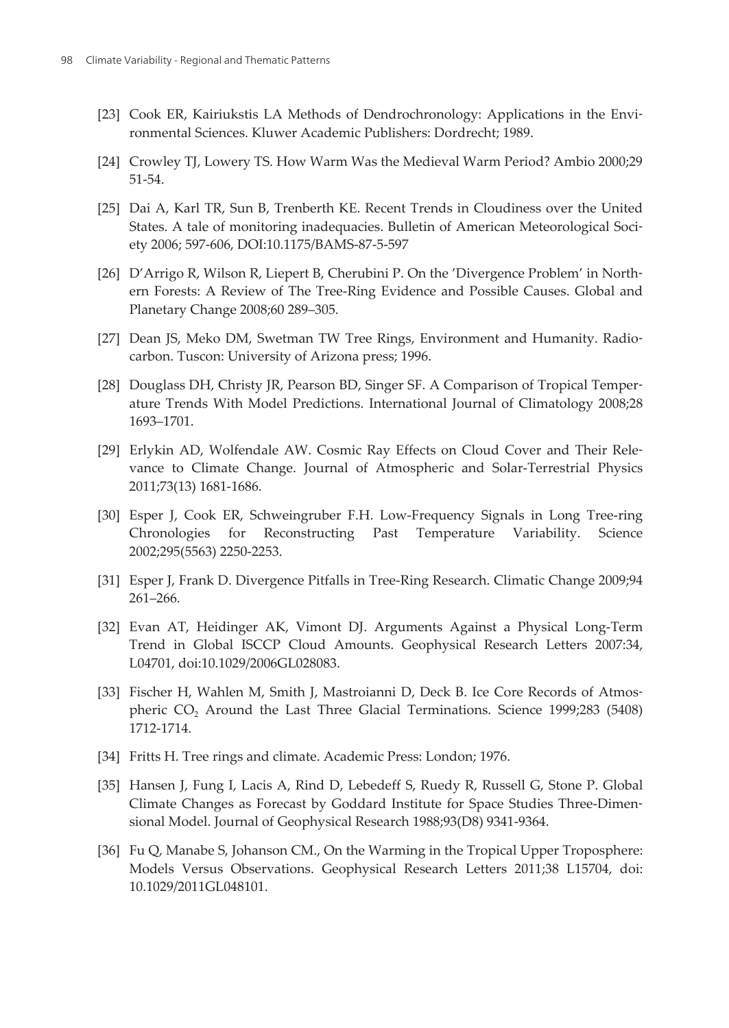[23] Cook ER, Kairiukstis LA Methods of Dendrochronology: Applications in the Environmental Sciences. Kluwer Academic Publishers: Dordrecht; 1989.

[24] Crowley TJ, Lowery TS. How Warm Was the Medieval Warm Period? Ambio 2000;29 51-54.

[25] Dai A, Karl TR, Sun B, Trenberth KE. Recent Trends in Cloudiness over the United States. A tale of monitoring inadequacies. Bulletin of American Meteorological Society 2006; 597-606, DOI:10.1175/BAMS-87-5-597

[26] D'Arrigo R, Wilson R, Liepert B, Cherubini P. On the 'Divergence Problem' in Northern Forests: A Review of The Tree-Ring Evidence and Possible Causes. Global and Planetary Change 2008;60 289–305.

[27] Dean JS, Meko DM, Swetman TW Tree Rings, Environment and Humanity. Radiocarbon. Tuscon: University of Arizona press; 1996.

[28] Douglass DH, Christy JR, Pearson BD, Singer SF. A Comparison of Tropical Temperature Trends With Model Predictions. International Journal of Climatology 2008;28 1693–1701.

[29] Erlykin AD, Wolfendale AW. Cosmic Ray Effects on Cloud Cover and Their Relevance to Climate Change. Journal of Atmospheric and Solar-Terrestrial Physics 2011;73(13) 1681-1686.

[30] Esper J, Cook ER, Schweingruber F.H. Low-Frequency Signals in Long Tree-ring Chronologies for Reconstructing Past Temperature Variability. Science 2002;295(5563) 2250-2253.

[31] Esper J, Frank D. Divergence Pitfalls in Tree-Ring Research. Climatic Change 2009;94 261–266.

[32] Evan AT, Heidinger AK, Vimont DJ. Arguments Against a Physical Long-Term Trend in Global ISCCP Cloud Amounts. Geophysical Research Letters 2007:34, L04701, doi:10.1029/2006GL028083.

[33] Fischer H, Wahlen M, Smith J, Mastroianni D, Deck B. Ice Core Records of Atmospheric $CO_2$ Around the Last Three Glacial Terminations. Science 1999;283 (5408) 1712-1714.

[34] Fritts H. Tree rings and climate. Academic Press: London; 1976.

[35] Hansen J, Fung I, Lacis A, Rind D, Lebedeff S, Ruedy R, Russell G, Stone P. Global Climate Changes as Forecast by Goddard Institute for Space Studies Three-Dimensional Model. Journal of Geophysical Research 1988;93(D8) 9341-9364.

[36] Fu Q, Manabe S, Johanson CM., On the Warming in the Tropical Upper Troposphere: Models Versus Observations. Geophysical Research Letters 2011;38 L15704, doi: 10.1029/2011GL048101.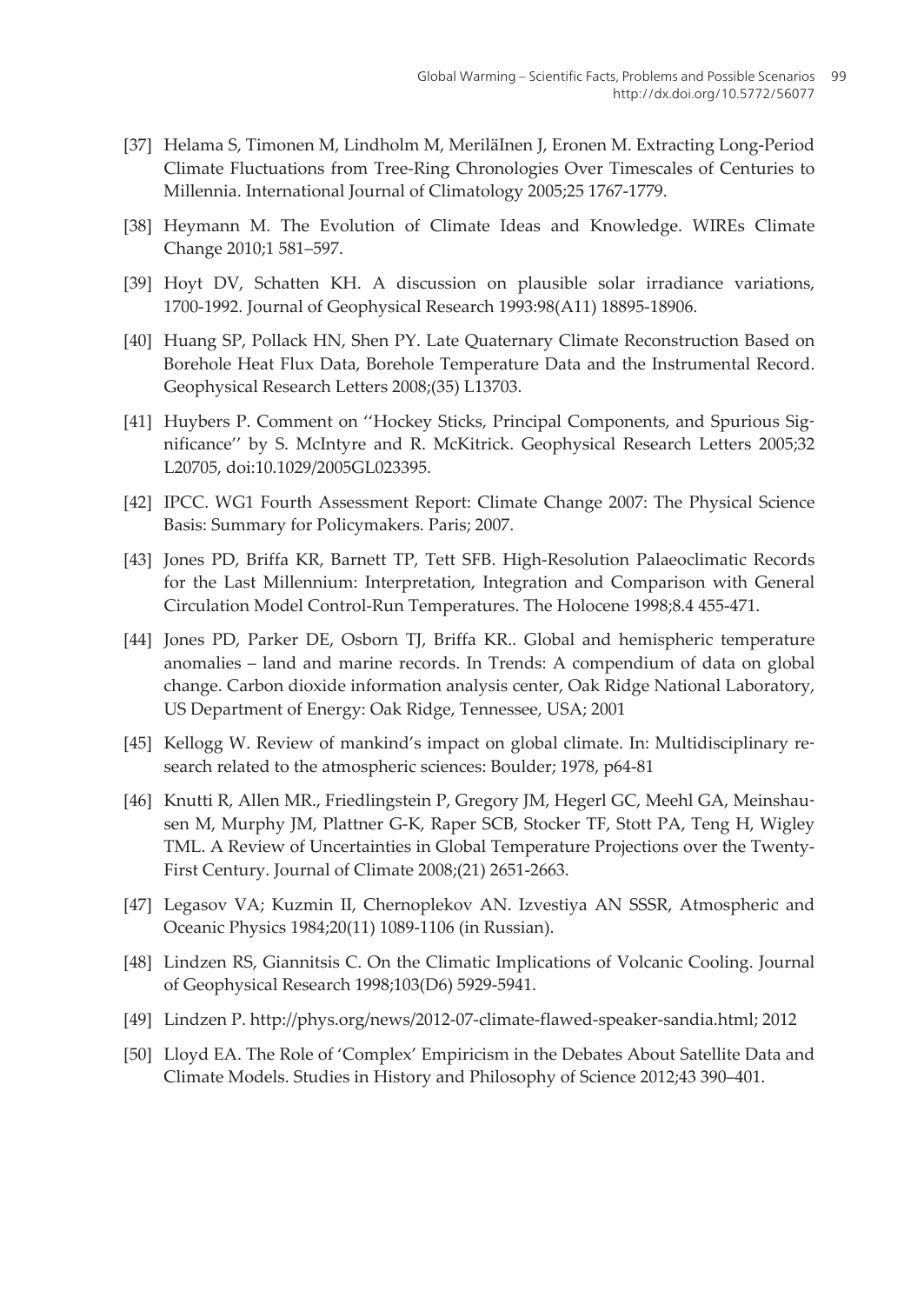[37] Helama S, Timonen M, Lindholm M, MeriläInen J, Eronen M. Extracting Long-Period Climate Fluctuations from Tree-Ring Chronologies Over Timescales of Centuries to Millennia. International Journal of Climatology 2005;25 1767-1779.

[38] Heymann M. The Evolution of Climate Ideas and Knowledge. WIREs Climate Change 2010;1 581–597.

[39] Hoyt DV, Schatten KH. A discussion on plausible solar irradiance variations, 1700-1992. Journal of Geophysical Research 1993:98(A11) 18895-18906.

[40] Huang SP, Pollack HN, Shen PY. Late Quaternary Climate Reconstruction Based on Borehole Heat Flux Data, Borehole Temperature Data and the Instrumental Record. Geophysical Research Letters 2008;(35) L13703.

[41] Huybers P. Comment on ''Hockey Sticks, Principal Components, and Spurious Significance'' by S. McIntyre and R. McKitrick. Geophysical Research Letters 2005;32 L20705, doi:10.1029/2005GL023395.

[42] IPCC. WG1 Fourth Assessment Report: Climate Change 2007: The Physical Science Basis: Summary for Policymakers. Paris; 2007.

[43] Jones PD, Briffa KR, Barnett TP, Tett SFB. High-Resolution Palaeoclimatic Records for the Last Millennium: Interpretation, Integration and Comparison with General Circulation Model Control-Run Temperatures. The Holocene 1998;8.4 455-471.

[44] Jones PD, Parker DE, Osborn TJ, Briffa KR.. Global and hemispheric temperature anomalies – land and marine records. In Trends: A compendium of data on global change. Carbon dioxide information analysis center, Oak Ridge National Laboratory, US Department of Energy: Oak Ridge, Tennessee, USA; 2001

[45] Kellogg W. Review of mankind's impact on global climate. In: Multidisciplinary research related to the atmospheric sciences: Boulder; 1978, p64-81

[46] Knutti R, Allen MR., Friedlingstein P, Gregory JM, Hegerl GC, Meehl GA, Meinshausen M, Murphy JM, Plattner G-K, Raper SCB, Stocker TF, Stott PA, Teng H, Wigley TML. A Review of Uncertainties in Global Temperature Projections over the Twenty-First Century. Journal of Climate 2008;(21) 2651-2663.

[47] Legasov VA; Kuzmin II, Chernoplekov AN. Izvestiya AN SSSR, Atmospheric and Oceanic Physics 1984;20(11) 1089-1106 (in Russian).

[48] Lindzen RS, Giannitsis C. On the Climatic Implications of Volcanic Cooling. Journal of Geophysical Research 1998;103(D6) 5929-5941.

[49] Lindzen P. http://phys.org/news/2012-07-climate-flawed-speaker-sandia.html; 2012

[50] Lloyd EA. The Role of 'Complex' Empiricism in the Debates About Satellite Data and Climate Models. Studies in History and Philosophy of Science 2012;43 390–401.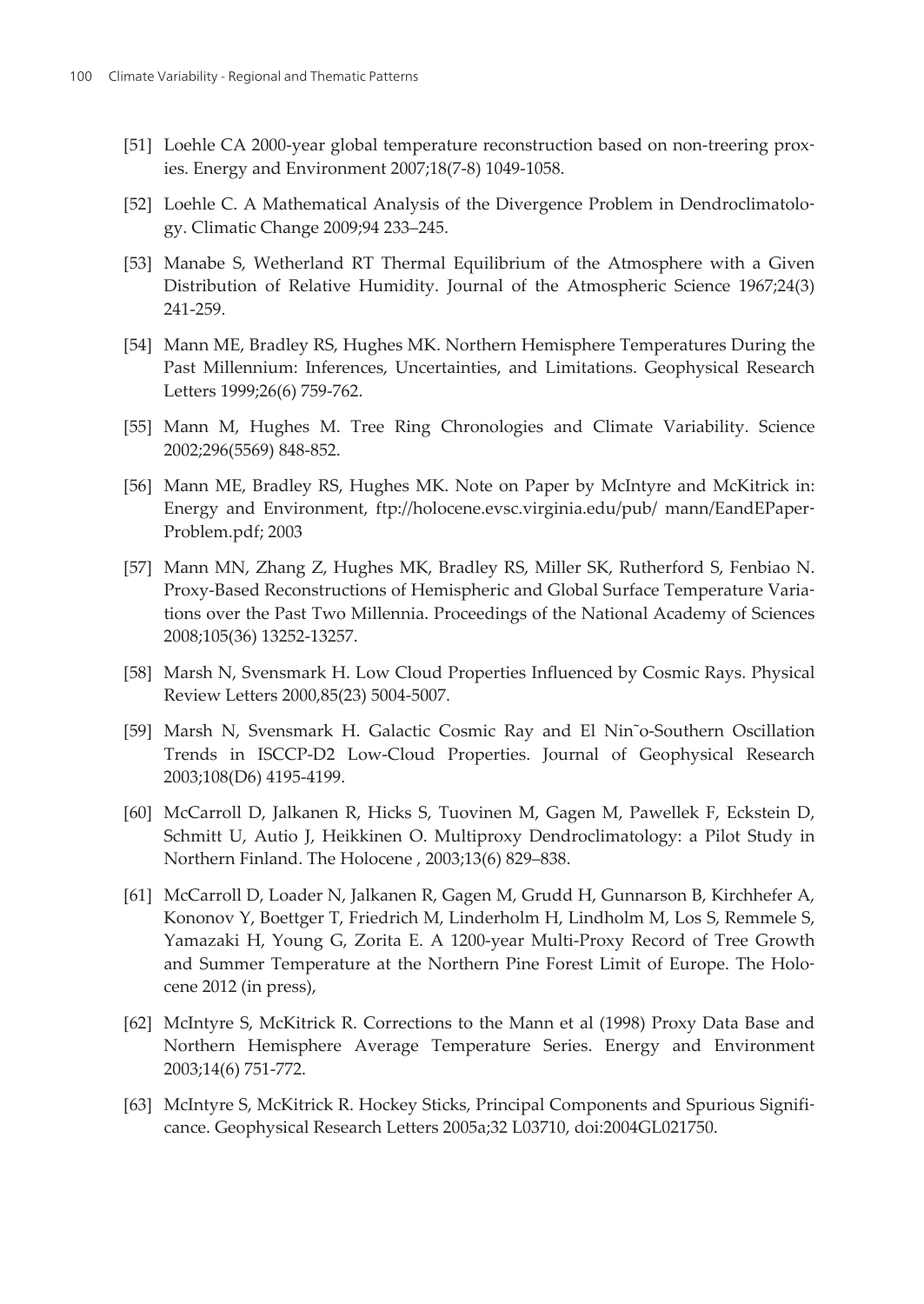[51] Loehle CA 2000-year global temperature reconstruction based on non-treering proxies. Energy and Environment 2007;18(7-8) 1049-1058.

[52] Loehle C. A Mathematical Analysis of the Divergence Problem in Dendroclimatology. Climatic Change 2009;94 233–245.

[53] Manabe S, Wetherland RT Thermal Equilibrium of the Atmosphere with a Given Distribution of Relative Humidity. Journal of the Atmospheric Science 1967;24(3) 241-259.

[54] Mann ME, Bradley RS, Hughes MK. Northern Hemisphere Temperatures During the Past Millennium: Inferences, Uncertainties, and Limitations. Geophysical Research Letters 1999;26(6) 759-762.

[55] Mann M, Hughes M. Tree Ring Chronologies and Climate Variability. Science 2002;296(5569) 848-852.

[56] Mann ME, Bradley RS, Hughes MK. Note on Paper by McIntyre and McKitrick in: Energy and Environment, ftp://holocene.evsc.virginia.edu/pub/ mann/EandEPaper-Problem.pdf; 2003

[57] Mann MN, Zhang Z, Hughes MK, Bradley RS, Miller SK, Rutherford S, Fenbiao N. Proxy-Based Reconstructions of Hemispheric and Global Surface Temperature Variations over the Past Two Millennia. Proceedings of the National Academy of Sciences 2008;105(36) 13252-13257.

[58] Marsh N, Svensmark H. Low Cloud Properties Influenced by Cosmic Rays. Physical Review Letters 2000,85(23) 5004-5007.

[59] Marsh N, Svensmark H. Galactic Cosmic Ray and El Nin˜o-Southern Oscillation Trends in ISCCP-D2 Low-Cloud Properties. Journal of Geophysical Research 2003;108(D6) 4195-4199.

[60] McCarroll D, Jalkanen R, Hicks S, Tuovinen M, Gagen M, Pawellek F, Eckstein D, Schmitt U, Autio J, Heikkinen O. Multiproxy Dendroclimatology: a Pilot Study in Northern Finland. The Holocene , 2003;13(6) 829–838.

[61] McCarroll D, Loader N, Jalkanen R, Gagen M, Grudd H, Gunnarson B, Kirchhefer A, Kononov Y, Boettger T, Friedrich M, Linderholm H, Lindholm M, Los S, Remmele S, Yamazaki H, Young G, Zorita E. A 1200-year Multi-Proxy Record of Tree Growth and Summer Temperature at the Northern Pine Forest Limit of Europe. The Holocene 2012 (in press),

[62] McIntyre S, McKitrick R. Corrections to the Mann et al (1998) Proxy Data Base and Northern Hemisphere Average Temperature Series. Energy and Environment 2003;14(6) 751-772.

[63] McIntyre S, McKitrick R. Hockey Sticks, Principal Components and Spurious Significance. Geophysical Research Letters 2005a;32 L03710, doi:2004GL021750.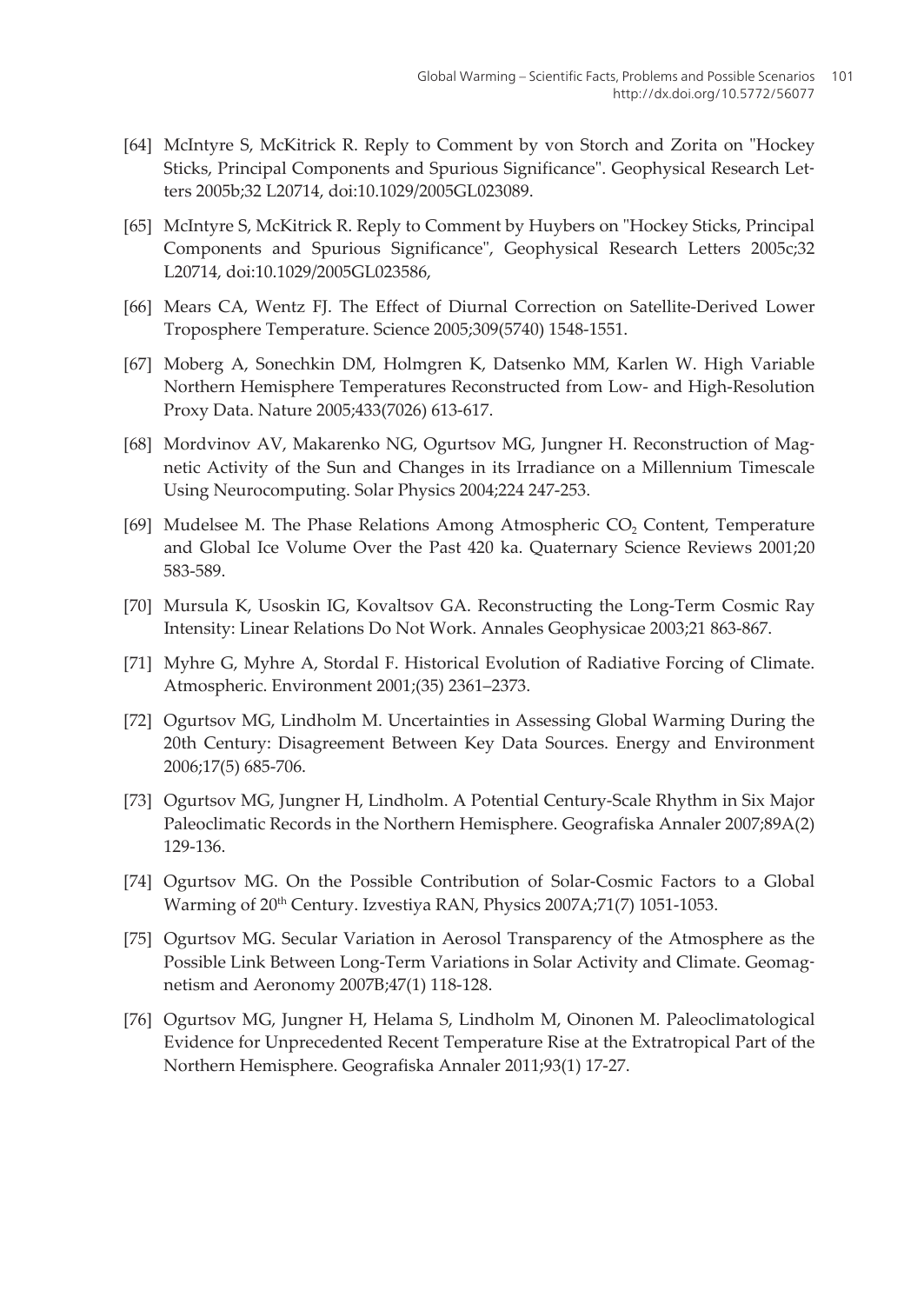[64] McIntyre S, McKitrick R. Reply to Comment by von Storch and Zorita on "Hockey Sticks, Principal Components and Spurious Significance". Geophysical Research Letters 2005b;32 L20714, doi:10.1029/2005GL023089.

[65] McIntyre S, McKitrick R. Reply to Comment by Huybers on "Hockey Sticks, Principal Components and Spurious Significance", Geophysical Research Letters 2005c;32 L20714, doi:10.1029/2005GL023586,

[66] Mears CA, Wentz FJ. The Effect of Diurnal Correction on Satellite-Derived Lower Troposphere Temperature. Science 2005;309(5740) 1548-1551.

[67] Moberg A, Sonechkin DM, Holmgren K, Datsenko MM, Karlen W. High Variable Northern Hemisphere Temperatures Reconstructed from Low- and High-Resolution Proxy Data. Nature 2005;433(7026) 613-617.

[68] Mordvinov AV, Makarenko NG, Ogurtsov MG, Jungner H. Reconstruction of Magnetic Activity of the Sun and Changes in its Irradiance on a Millennium Timescale Using Neurocomputing. Solar Physics 2004;224 247-253.

[69] Mudelsee M. The Phase Relations Among Atmospheric $CO_2$ Content, Temperature and Global Ice Volume Over the Past 420 ka. Quaternary Science Reviews 2001;20 583-589.

[70] Mursula K, Usoskin IG, Kovaltsov GA. Reconstructing the Long-Term Cosmic Ray Intensity: Linear Relations Do Not Work. Annales Geophysicae 2003;21 863-867.

[71] Myhre G, Myhre A, Stordal F. Historical Evolution of Radiative Forcing of Climate. Atmospheric. Environment 2001;(35) 2361–2373.

[72] Ogurtsov MG, Lindholm M. Uncertainties in Assessing Global Warming During the 20th Century: Disagreement Between Key Data Sources. Energy and Environment 2006;17(5) 685-706.

[73] Ogurtsov MG, Jungner H, Lindholm. A Potential Century-Scale Rhythm in Six Major Paleoclimatic Records in the Northern Hemisphere. Geografiska Annaler 2007;89A(2) 129-136.

[74] Ogurtsov MG. On the Possible Contribution of Solar-Cosmic Factors to a Global Warming of 20$^{th}$ Century. Izvestiya RAN, Physics 2007A;71(7) 1051-1053.

[75] Ogurtsov MG. Secular Variation in Aerosol Transparency of the Atmosphere as the Possible Link Between Long-Term Variations in Solar Activity and Climate. Geomagnetism and Aeronomy 2007B;47(1) 118-128.

[76] Ogurtsov MG, Jungner H, Helama S, Lindholm M, Oinonen M. Paleoclimatological Evidence for Unprecedented Recent Temperature Rise at the Extratropical Part of the Northern Hemisphere. Geografiska Annaler 2011;93(1) 17-27.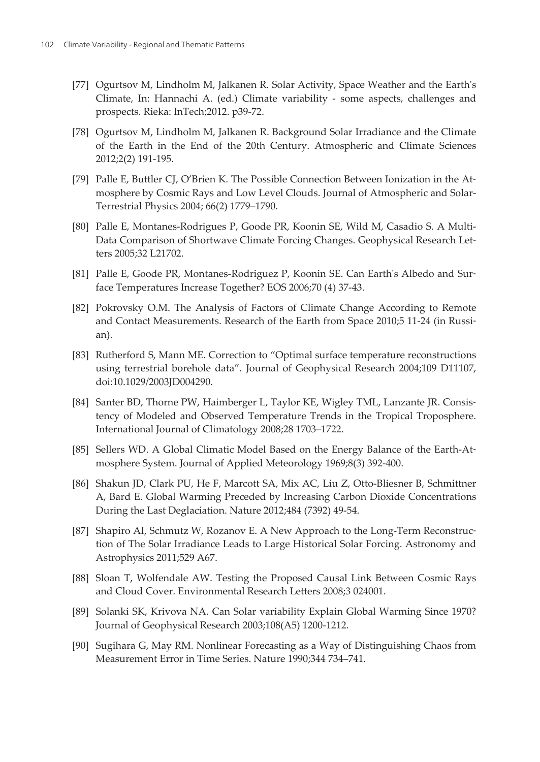[77] Ogurtsov M, Lindholm M, Jalkanen R. Solar Activity, Space Weather and the Earth's Climate, In: Hannachi A. (ed.) Climate variability - some aspects, challenges and prospects. Rieka: InTech;2012. p39-72.

[78] Ogurtsov M, Lindholm M, Jalkanen R. Background Solar Irradiance and the Climate of the Earth in the End of the 20th Century. Atmospheric and Climate Sciences 2012;2(2) 191-195.

[79] Palle E, Buttler CJ, O'Brien K. The Possible Connection Between Ionization in the Atmosphere by Cosmic Rays and Low Level Clouds. Journal of Atmospheric and Solar-Terrestrial Physics 2004; 66(2) 1779–1790.

[80] Palle E, Montanes-Rodrigues P, Goode PR, Koonin SE, Wild M, Casadio S. A Multi-Data Comparison of Shortwave Climate Forcing Changes. Geophysical Research Letters 2005;32 L21702.

[81] Palle E, Goode PR, Montanes-Rodriguez P, Koonin SE. Can Earth's Albedo and Surface Temperatures Increase Together? EOS 2006;70 (4) 37-43.

[82] Pokrovsky O.M. The Analysis of Factors of Climate Change According to Remote and Contact Measurements. Research of the Earth from Space 2010;5 11-24 (in Russian).

[83] Rutherford S, Mann ME. Correction to "Optimal surface temperature reconstructions using terrestrial borehole data". Journal of Geophysical Research 2004;109 D11107, doi:10.1029/2003JD004290.

[84] Santer BD, Thorne PW, Haimberger L, Taylor KE, Wigley TML, Lanzante JR. Consistency of Modeled and Observed Temperature Trends in the Tropical Troposphere. International Journal of Climatology 2008;28 1703–1722.

[85] Sellers WD. A Global Climatic Model Based on the Energy Balance of the Earth-Atmosphere System. Journal of Applied Meteorology 1969;8(3) 392-400.

[86] Shakun JD, Clark PU, He F, Marcott SA, Mix AC, Liu Z, Otto-Bliesner B, Schmittner A, Bard E. Global Warming Preceded by Increasing Carbon Dioxide Concentrations During the Last Deglaciation. Nature 2012;484 (7392) 49-54.

[87] Shapiro AI, Schmutz W, Rozanov E. A New Approach to the Long-Term Reconstruction of The Solar Irradiance Leads to Large Historical Solar Forcing. Astronomy and Astrophysics 2011;529 A67.

[88] Sloan T, Wolfendale AW. Testing the Proposed Causal Link Between Cosmic Rays and Cloud Cover. Environmental Research Letters 2008;3 024001.

[89] Solanki SK, Krivova NA. Can Solar variability Explain Global Warming Since 1970? Journal of Geophysical Research 2003;108(A5) 1200-1212.

[90] Sugihara G, May RM. Nonlinear Forecasting as a Way of Distinguishing Chaos from Measurement Error in Time Series. Nature 1990;344 734–741.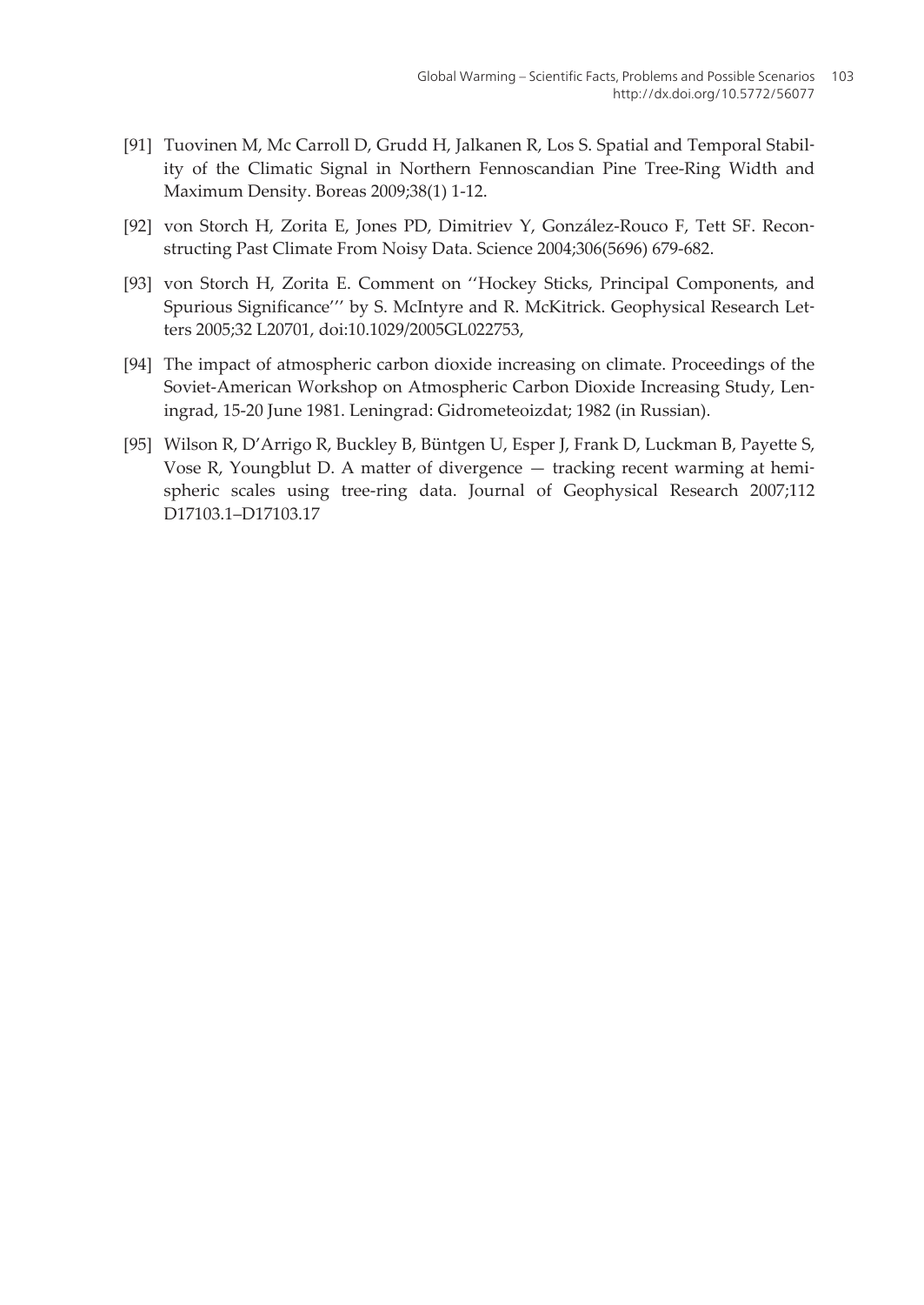[91] Tuovinen M, Mc Carroll D, Grudd H, Jalkanen R, Los S. Spatial and Temporal Stability of the Climatic Signal in Northern Fennoscandian Pine Tree-Ring Width and Maximum Density. Boreas 2009;38(1) 1-12.

[92] von Storch H, Zorita E, Jones PD, Dimitriev Y, González-Rouco F, Tett SF. Reconstructing Past Climate From Noisy Data. Science 2004;306(5696) 679-682.

[93] von Storch H, Zorita E. Comment on ''Hockey Sticks, Principal Components, and Spurious Significance''' by S. McIntyre and R. McKitrick. Geophysical Research Letters 2005;32 L20701, doi:10.1029/2005GL022753,

[94] The impact of atmospheric carbon dioxide increasing on climate. Proceedings of the Soviet-American Workshop on Atmospheric Carbon Dioxide Increasing Study, Leningrad, 15-20 June 1981. Leningrad: Gidrometeoizdat; 1982 (in Russian).

[95] Wilson R, D'Arrigo R, Buckley B, Büntgen U, Esper J, Frank D, Luckman B, Payette S, Vose R, Youngblut D. A matter of divergence — tracking recent warming at hemispheric scales using tree-ring data. Journal of Geophysical Research 2007;112 D17103.1–D17103.17